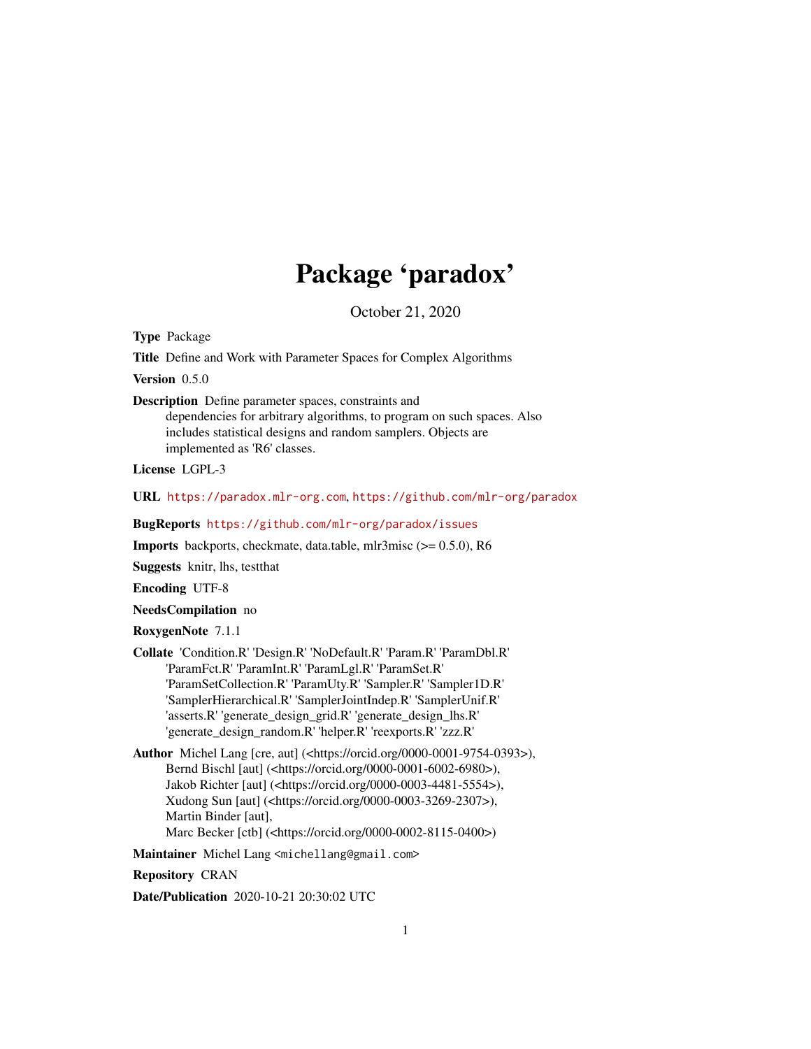# Package 'paradox'

October 21, 2020

**Type** Package

**Title** Define and Work with Parameter Spaces for Complex Algorithms

**Version** 0.5.0

**Description** Define parameter spaces, constraints and dependencies for arbitrary algorithms, to program on such spaces. Also includes statistical designs and random samplers. Objects are implemented as 'R6' classes.

**License** LGPL-3

**URL** https://paradox.mlr-org.com, https://github.com/mlr-org/paradox

**BugReports** https://github.com/mlr-org/paradox/issues

**Imports** backports, checkmate, data.table, mlr3misc (>= 0.5.0), R6

**Suggests** knitr, lhs, testthat

**Encoding** UTF-8

**NeedsCompilation** no

**RoxygenNote** 7.1.1

**Collate** 'Condition.R' 'Design.R' 'NoDefault.R' 'Param.R' 'ParamDbl.R' 'ParamFct.R' 'ParamInt.R' 'ParamLgl.R' 'ParamSet.R' 'ParamSetCollection.R' 'ParamUty.R' 'Sampler.R' 'Sampler1D.R' 'SamplerHierarchical.R' 'SamplerJointIndep.R' 'SamplerUnif.R' 'asserts.R' 'generate_design_grid.R' 'generate_design_lhs.R' 'generate_design_random.R' 'helper.R' 'reexports.R' 'zzz.R'

**Author** Michel Lang [cre, aut] (<https://orcid.org/0000-0001-9754-0393>), Bernd Bischl [aut] (<https://orcid.org/0000-0001-6002-6980>), Jakob Richter [aut] (<https://orcid.org/0000-0003-4481-5554>), Xudong Sun [aut] (<https://orcid.org/0000-0003-3269-2307>), Martin Binder [aut], Marc Becker [ctb] (<https://orcid.org/0000-0002-8115-0400>)

**Maintainer** Michel Lang <michellang@gmail.com>

**Repository** CRAN

**Date/Publication** 2020-10-21 20:30:02 UTC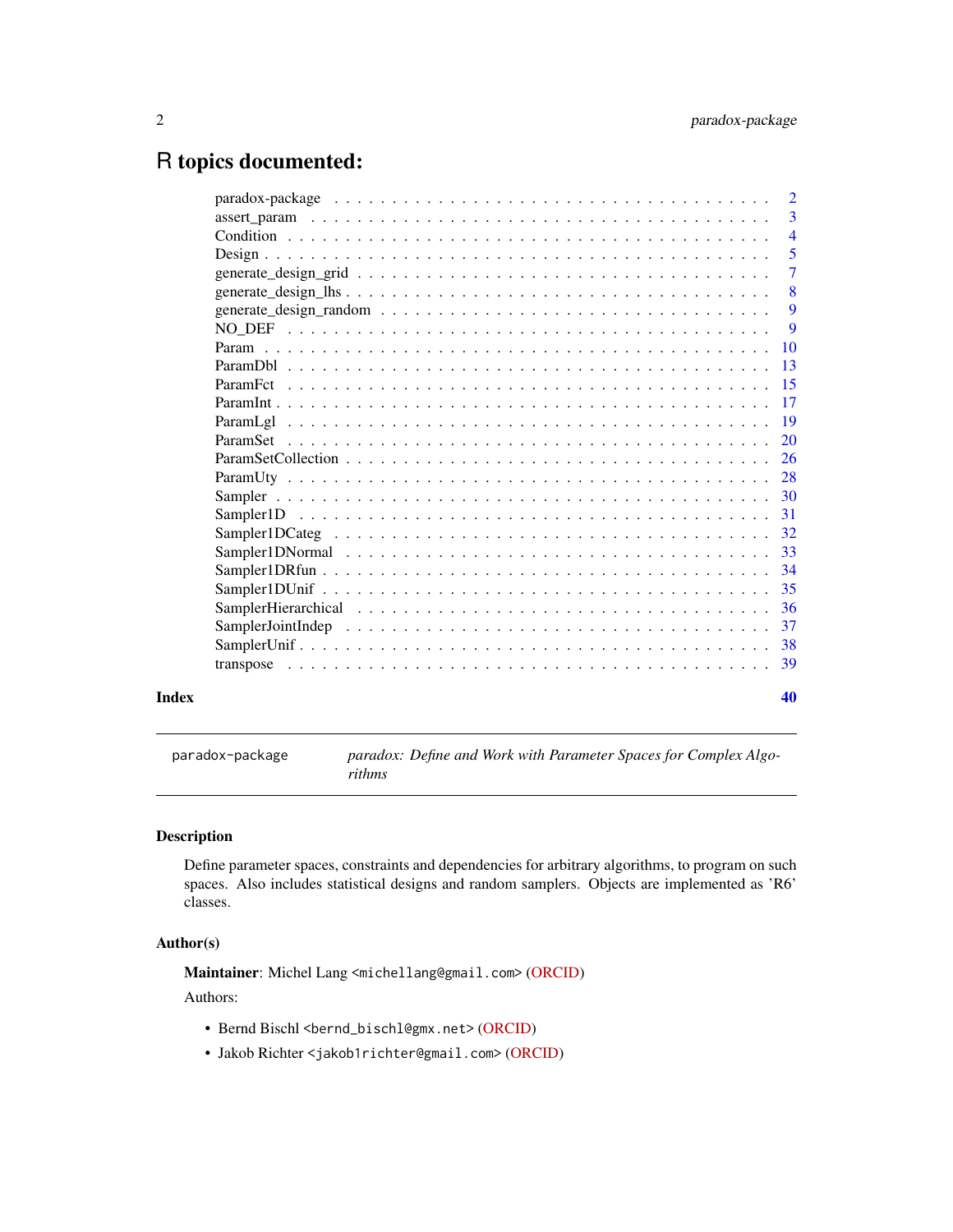# R topics documented:

| | |
|---|---|
| paradox-package | 2 |
| assert_param | 3 |
| Condition | 4 |
| Design | 5 |
| generate_design_grid | 7 |
| generate_design_lhs | 8 |
| generate_design_random | 9 |
| NO_DEF | 9 |
| Param | 10 |
| ParamDbl | 13 |
| ParamFct | 15 |
| ParamInt | 17 |
| ParamLgl | 19 |
| ParamSet | 20 |
| ParamSetCollection | 26 |
| ParamUty | 28 |
| Sampler | 30 |
| Sampler1D | 31 |
| Sampler1DCateg | 32 |
| Sampler1DNormal | 33 |
| Sampler1DRfun | 34 |
| Sampler1DUnif | 35 |
| SamplerHierarchical | 36 |
| SamplerJointIndep | 37 |
| SamplerUnif | 38 |
| transpose | 39 |
| **Index** | **40** |

---

`paradox-package` *paradox: Define and Work with Parameter Spaces for Complex Algorithms*

---

## Description

Define parameter spaces, constraints and dependencies for arbitrary algorithms, to program on such spaces. Also includes statistical designs and random samplers. Objects are implemented as 'R6' classes.

## Author(s)

**Maintainer**: Michel Lang <michellang@gmail.com> (ORCID)

Authors:

- Bernd Bischl <bernd_bischl@gmx.net> (ORCID)
- Jakob Richter <jakob1richter@gmail.com> (ORCID)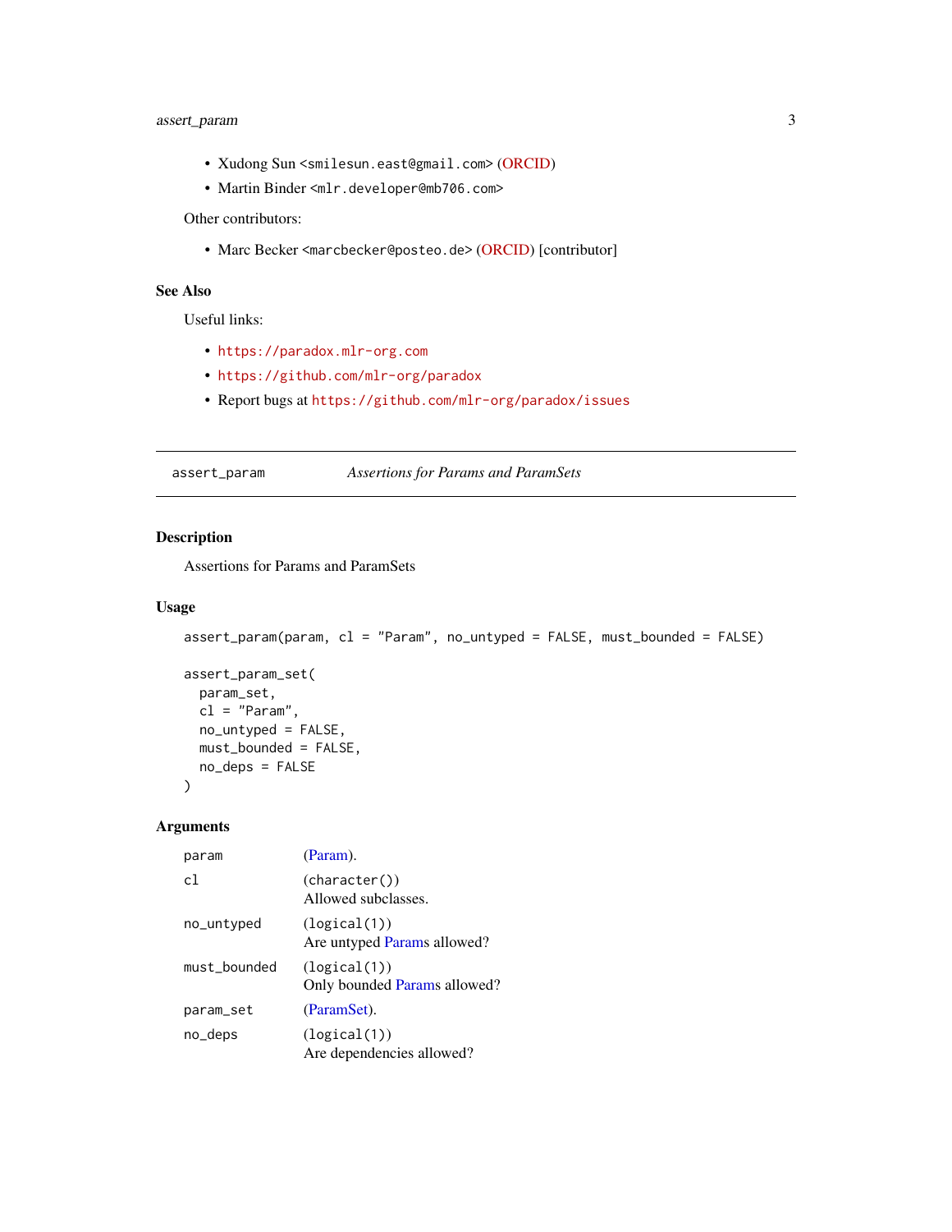- Xudong Sun <smilesun.east@gmail.com> (ORCID)
- Martin Binder <mlr.developer@mb706.com>

Other contributors:

- Marc Becker <marcbecker@posteo.de> (ORCID) [contributor]

## See Also

Useful links:

- https://paradox.mlr-org.com
- https://github.com/mlr-org/paradox
- Report bugs at https://github.com/mlr-org/paradox/issues

---

assert_param *Assertions for Params and ParamSets*

---

## Description

Assertions for Params and ParamSets

## Usage

```
assert_param(param, cl = "Param", no_untyped = FALSE, must_bounded = FALSE)

assert_param_set(
  param_set,
  cl = "Param",
  no_untyped = FALSE,
  must_bounded = FALSE,
  no_deps = FALSE
)
```

## Arguments

| | |
|---|---|
| param | (Param). |
| cl | (character())<br>Allowed subclasses. |
| no_untyped | (logical(1))<br>Are untyped Params allowed? |
| must_bounded | (logical(1))<br>Only bounded Params allowed? |
| param_set | (ParamSet). |
| no_deps | (logical(1))<br>Are dependencies allowed? |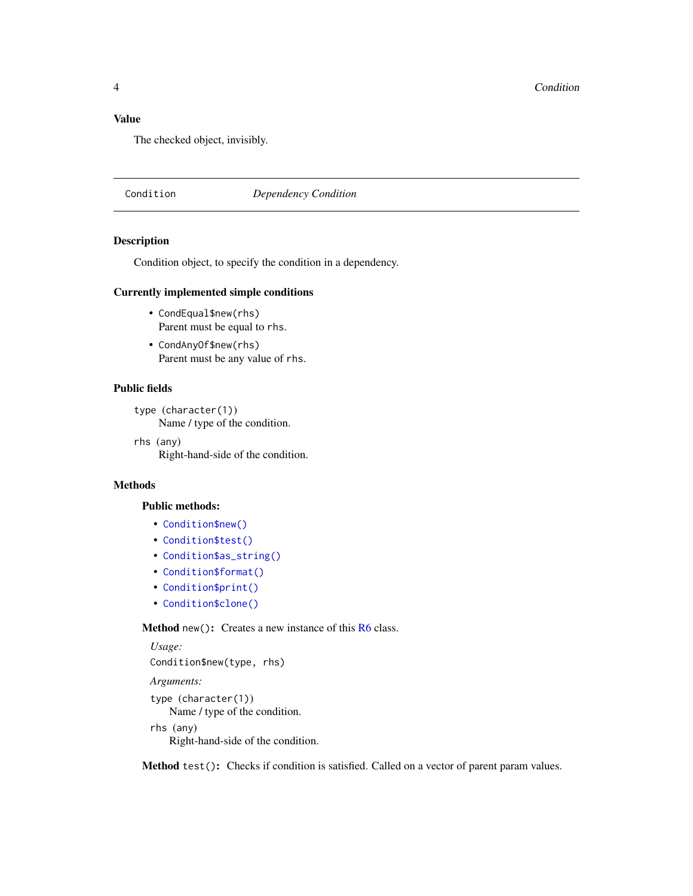### Value

The checked object, invisibly.

---

## Condition — *Dependency Condition*

---

### Description

Condition object, to specify the condition in a dependency.

### Currently implemented simple conditions

- `CondEqual$new(rhs)`
  Parent must be equal to `rhs`.
- `CondAnyOf$new(rhs)`
  Parent must be any value of `rhs`.

### Public fields

`type` (`character(1)`)
: Name / type of the condition.

`rhs` (any)
: Right-hand-side of the condition.

### Methods

#### Public methods:

- `Condition$new()`
- `Condition$test()`
- `Condition$as_string()`
- `Condition$format()`
- `Condition$print()`
- `Condition$clone()`

**Method** `new()`**:** Creates a new instance of this R6 class.

*Usage:*

```
Condition$new(type, rhs)
```

*Arguments:*

`type` (`character(1)`)
: Name / type of the condition.

`rhs` (any)
: Right-hand-side of the condition.

**Method** `test()`**:** Checks if condition is satisfied. Called on a vector of parent param values.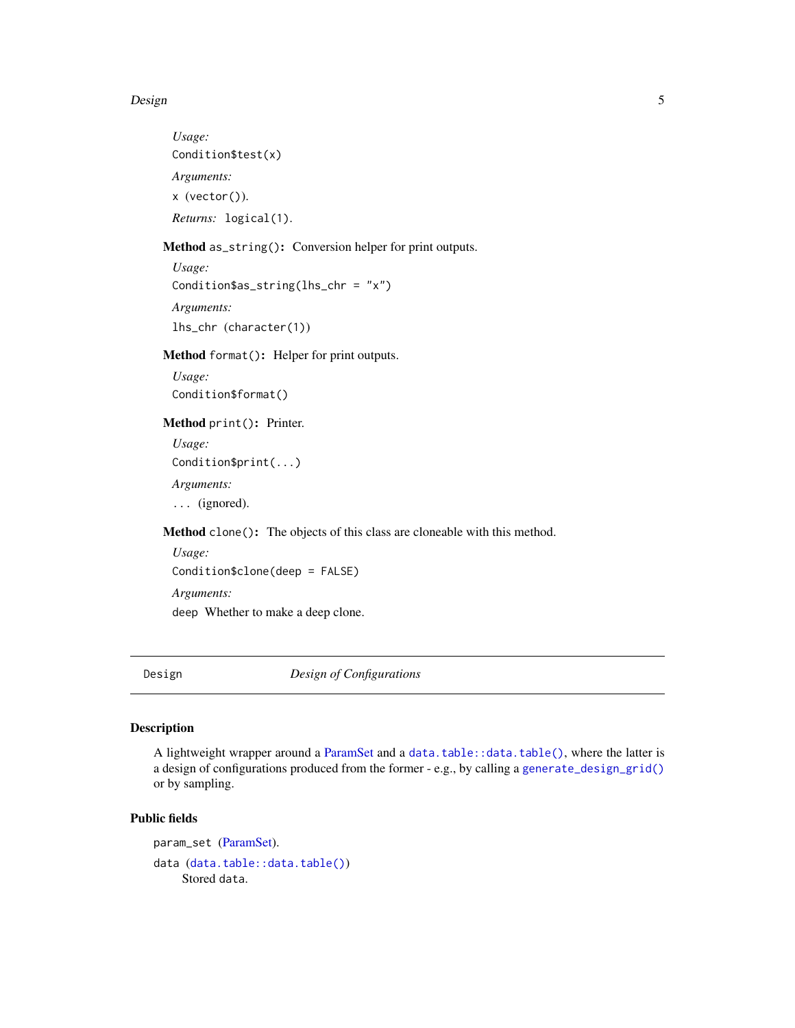*Usage:*

```
Condition$test(x)
```

*Arguments:*

`x` (`vector()`).

*Returns:* `logical(1)`.

**Method** `as_string()`**:** Conversion helper for print outputs.

*Usage:*

```
Condition$as_string(lhs_chr = "x")
```

*Arguments:*

`lhs_chr` (`character(1)`)

**Method** `format()`**:** Helper for print outputs.

*Usage:*

```
Condition$format()
```

**Method** `print()`**:** Printer.

*Usage:*

```
Condition$print(...)
```

*Arguments:*

`...` (ignored).

**Method** `clone()`**:** The objects of this class are cloneable with this method.

*Usage:*

```
Condition$clone(deep = FALSE)
```

*Arguments:*

`deep` Whether to make a deep clone.

---

`Design` *Design of Configurations*

---

## Description

A lightweight wrapper around a ParamSet and a `data.table::data.table()`, where the latter is a design of configurations produced from the former - e.g., by calling a `generate_design_grid()` or by sampling.

## Public fields

`param_set` (ParamSet).

`data` (`data.table::data.table()`)
Stored `data`.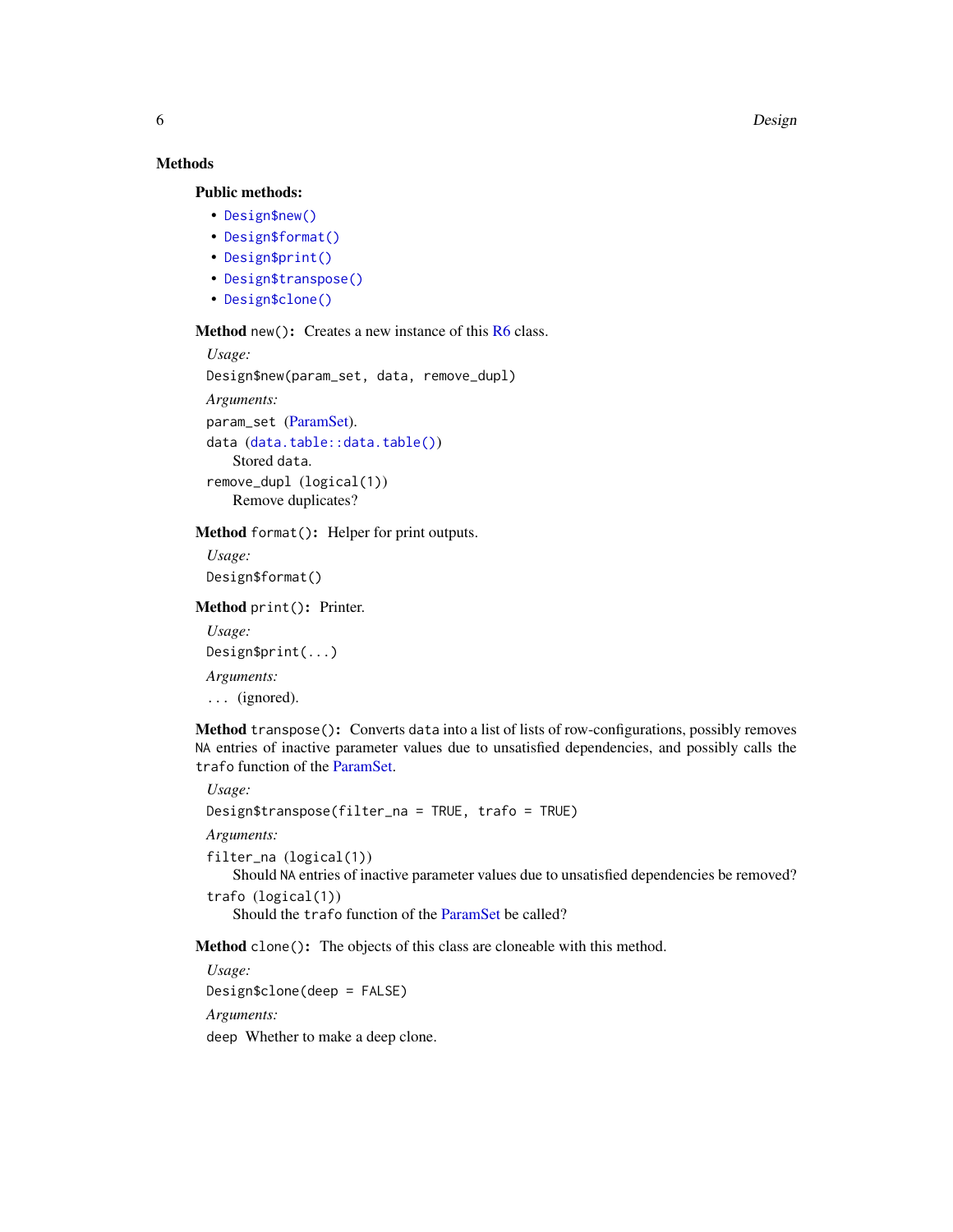## Methods

### Public methods:

- `Design$new()`
- `Design$format()`
- `Design$print()`
- `Design$transpose()`
- `Design$clone()`

**Method** `new()`**:** Creates a new instance of this R6 class.

*Usage:*

```
Design$new(param_set, data, remove_dupl)
```

*Arguments:*

`param_set` (ParamSet).

`data` (`data.table::data.table()`)
  Stored `data`.

`remove_dupl` (`logical(1)`)
  Remove duplicates?

**Method** `format()`**:** Helper for print outputs.

*Usage:*

```
Design$format()
```

**Method** `print()`**:** Printer.

*Usage:*

```
Design$print(...)
```

*Arguments:*

`...` (ignored).

**Method** `transpose()`**:** Converts `data` into a list of lists of row-configurations, possibly removes `NA` entries of inactive parameter values due to unsatisfied dependencies, and possibly calls the `trafo` function of the ParamSet.

*Usage:*

```
Design$transpose(filter_na = TRUE, trafo = TRUE)
```

*Arguments:*

`filter_na` (`logical(1)`)
  Should `NA` entries of inactive parameter values due to unsatisfied dependencies be removed?

`trafo` (`logical(1)`)
  Should the `trafo` function of the ParamSet be called?

**Method** `clone()`**:** The objects of this class are cloneable with this method.

*Usage:*

```
Design$clone(deep = FALSE)
```

*Arguments:*

`deep` Whether to make a deep clone.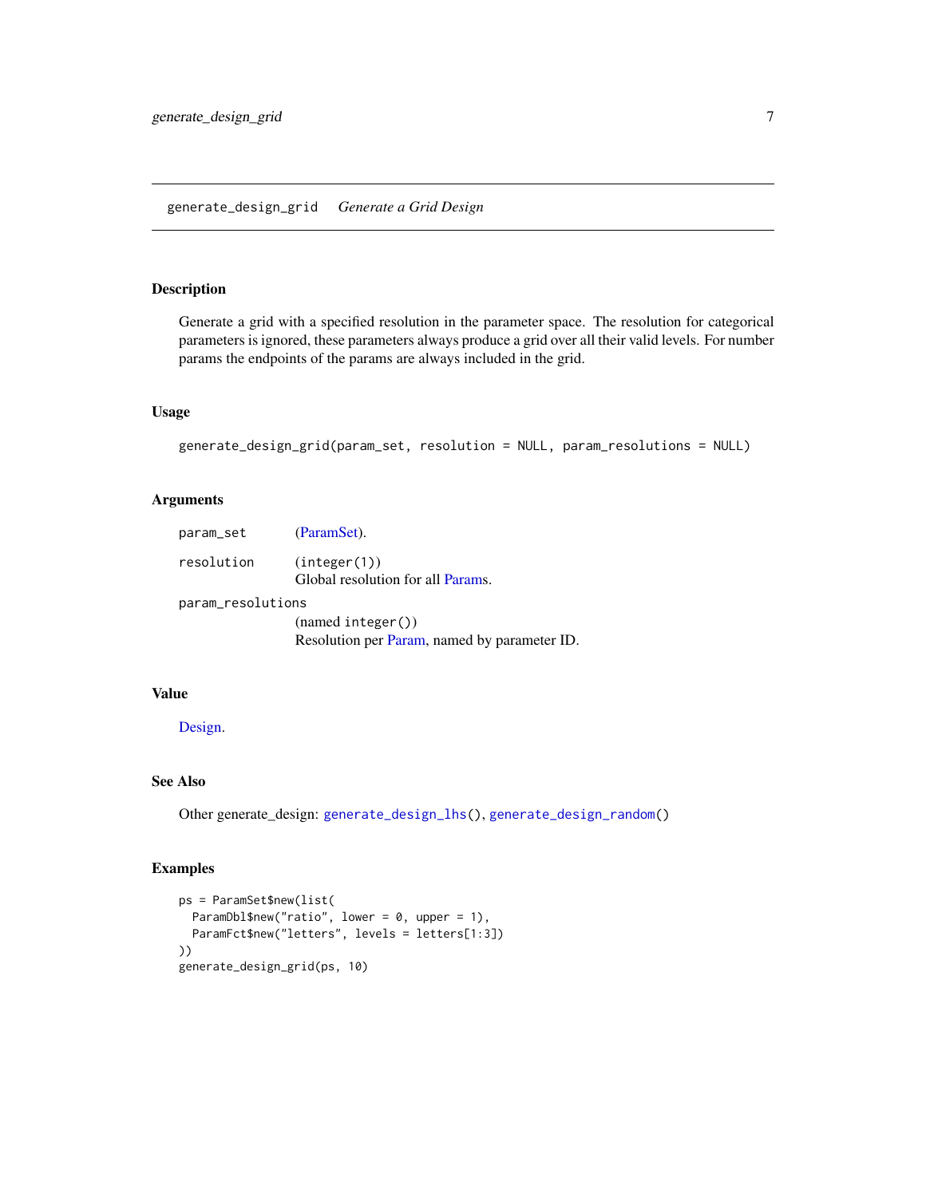## generate_design_grid *Generate a Grid Design*

### Description

Generate a grid with a specified resolution in the parameter space. The resolution for categorical parameters is ignored, these parameters always produce a grid over all their valid levels. For number params the endpoints of the params are always included in the grid.

### Usage

```
generate_design_grid(param_set, resolution = NULL, param_resolutions = NULL)
```

### Arguments

| | |
|---|---|
| param_set | (ParamSet). |
| resolution | (integer(1))<br>Global resolution for all Params. |
| param_resolutions | (named integer())<br>Resolution per Param, named by parameter ID. |

### Value

Design.

### See Also

Other generate_design: generate_design_lhs(), generate_design_random()

### Examples

```
ps = ParamSet$new(list(
  ParamDbl$new("ratio", lower = 0, upper = 1),
  ParamFct$new("letters", levels = letters[1:3])
))
generate_design_grid(ps, 10)
```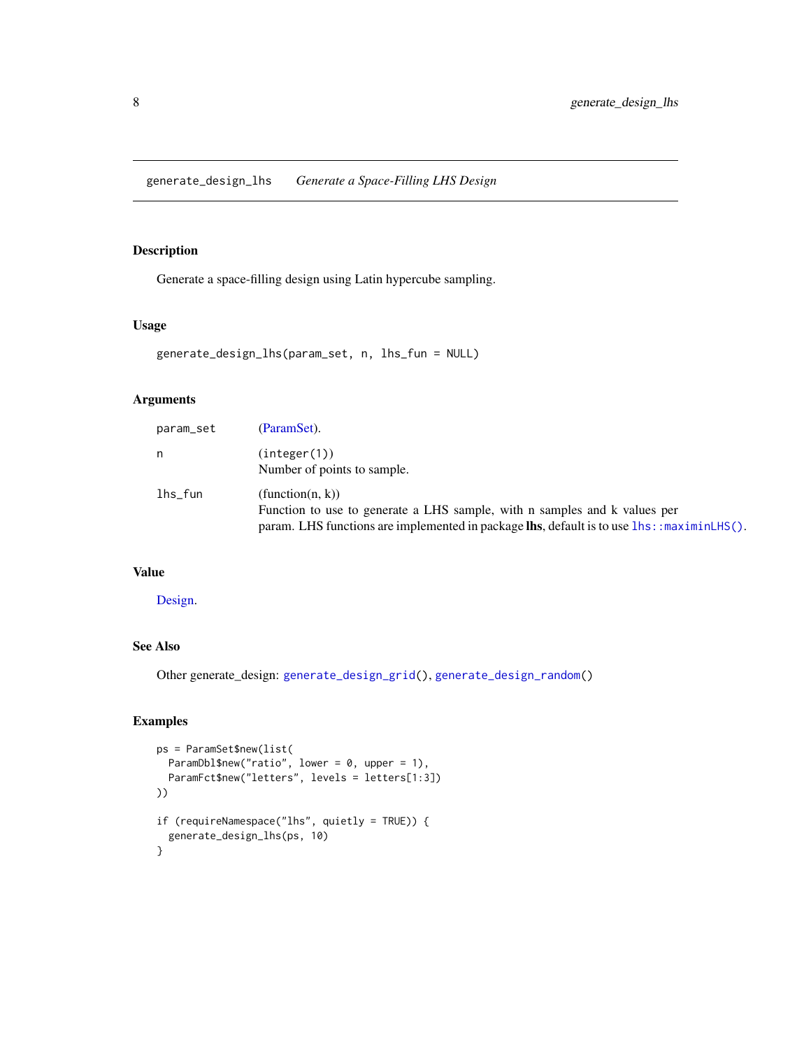## generate_design_lhs *Generate a Space-Filling LHS Design*

### Description

Generate a space-filling design using Latin hypercube sampling.

### Usage

```
generate_design_lhs(param_set, n, lhs_fun = NULL)
```

### Arguments

| | |
|---|---|
| `param_set` | (ParamSet). |
| `n` | (`integer(1)`)<br>Number of points to sample. |
| `lhs_fun` | (function(n, k))<br>Function to use to generate a LHS sample, with n samples and k values per param. LHS functions are implemented in package **lhs**, default is to use `lhs::maximinLHS()`. |

### Value

Design.

### See Also

Other generate_design: `generate_design_grid()`, `generate_design_random()`

### Examples

```
ps = ParamSet$new(list(
  ParamDbl$new("ratio", lower = 0, upper = 1),
  ParamFct$new("letters", levels = letters[1:3])
))

if (requireNamespace("lhs", quietly = TRUE)) {
  generate_design_lhs(ps, 10)
}
```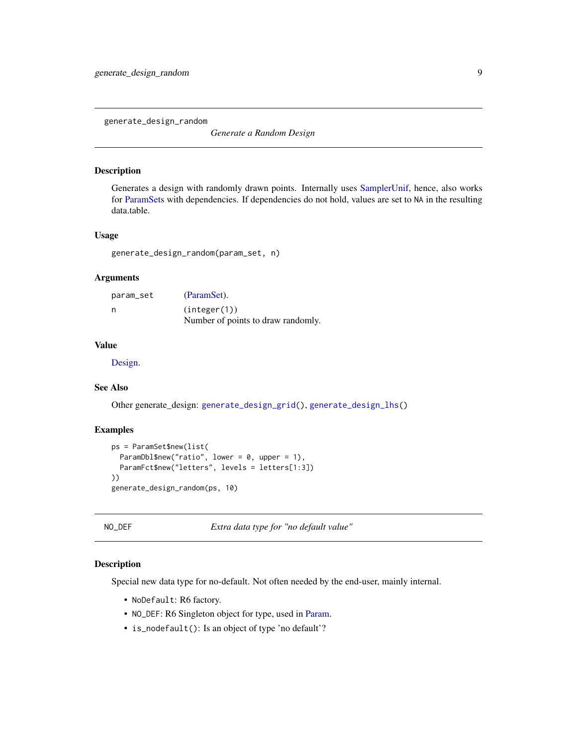## generate_design_random

*Generate a Random Design*

### Description

Generates a design with randomly drawn points. Internally uses SamplerUnif, hence, also works for ParamSets with dependencies. If dependencies do not hold, values are set to `NA` in the resulting data.table.

### Usage

```
generate_design_random(param_set, n)
```

### Arguments

| | |
|---|---|
| `param_set` | (ParamSet). |
| `n` | (`integer(1)`) Number of points to draw randomly. |

### Value

Design.

### See Also

Other generate_design: `generate_design_grid()`, `generate_design_lhs()`

### Examples

```
ps = ParamSet$new(list(
  ParamDbl$new("ratio", lower = 0, upper = 1),
  ParamFct$new("letters", levels = letters[1:3])
))
generate_design_random(ps, 10)
```

## NO_DEF

*Extra data type for "no default value"*

### Description

Special new data type for no-default. Not often needed by the end-user, mainly internal.

- `NoDefault`: R6 factory.
- `NO_DEF`: R6 Singleton object for type, used in Param.
- `is_nodefault()`: Is an object of type 'no default'?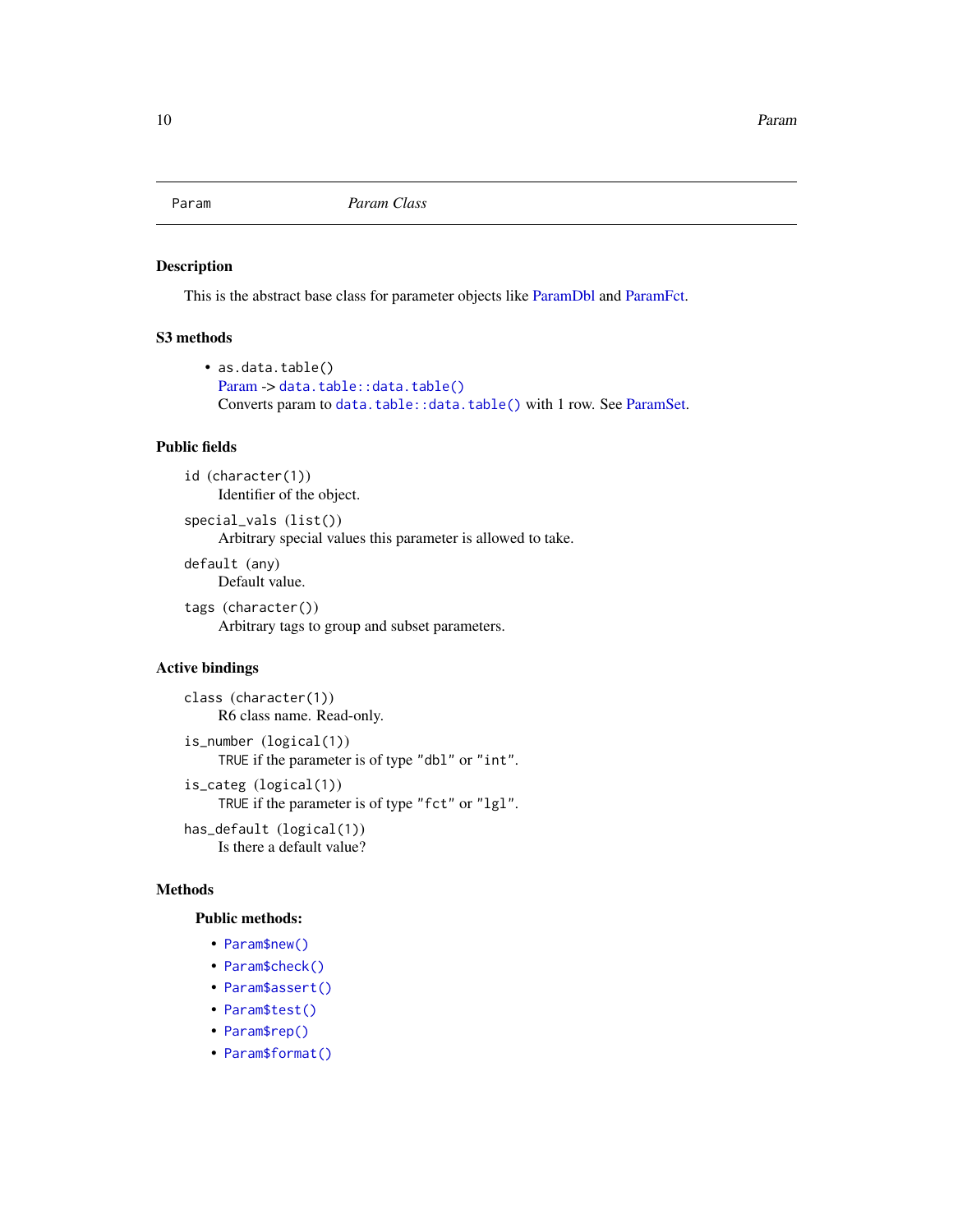Param *Param Class*

## Description

This is the abstract base class for parameter objects like ParamDbl and ParamFct.

## S3 methods

- `as.data.table()`
  Param -> `data.table::data.table()`
  Converts param to `data.table::data.table()` with 1 row. See ParamSet.

## Public fields

`id` (`character(1)`)
: Identifier of the object.

`special_vals` (`list()`)
: Arbitrary special values this parameter is allowed to take.

`default` (any)
: Default value.

`tags` (`character()`)
: Arbitrary tags to group and subset parameters.

## Active bindings

`class` (`character(1)`)
: R6 class name. Read-only.

`is_number` (`logical(1)`)
: `TRUE` if the parameter is of type `"dbl"` or `"int"`.

`is_categ` (`logical(1)`)
: `TRUE` if the parameter is of type `"fct"` or `"lgl"`.

`has_default` (`logical(1)`)
: Is there a default value?

## Methods

### Public methods:

- `Param$new()`
- `Param$check()`
- `Param$assert()`
- `Param$test()`
- `Param$rep()`
- `Param$format()`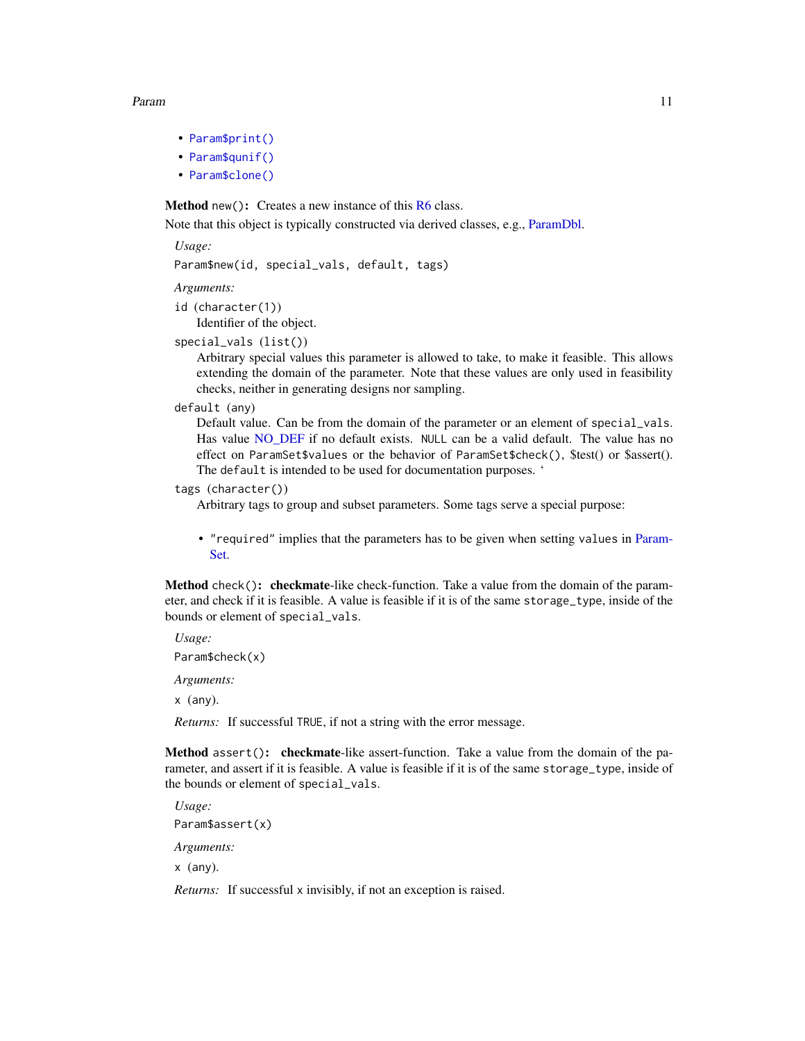- `Param$print()`
- `Param$qunif()`
- `Param$clone()`

**Method** `new()`**:** Creates a new instance of this R6 class.

Note that this object is typically constructed via derived classes, e.g., ParamDbl.

*Usage:*

```
Param$new(id, special_vals, default, tags)
```

*Arguments:*

`id` (`character(1)`)
: Identifier of the object.

`special_vals` (`list()`)
: Arbitrary special values this parameter is allowed to take, to make it feasible. This allows extending the domain of the parameter. Note that these values are only used in feasibility checks, neither in generating designs nor sampling.

`default` (any)
: Default value. Can be from the domain of the parameter or an element of `special_vals`. Has value NO_DEF if no default exists. `NULL` can be a valid default. The value has no effect on `ParamSet$values` or the behavior of `ParamSet$check()`, $test() or $assert(). The `default` is intended to be used for documentation purposes. ‘

`tags` (`character()`)
: Arbitrary tags to group and subset parameters. Some tags serve a special purpose:

  - `"required"` implies that the parameters has to be given when setting `values` in ParamSet.

**Method** `check()`**:** **checkmate**-like check-function. Take a value from the domain of the parameter, and check if it is feasible. A value is feasible if it is of the same `storage_type`, inside of the bounds or element of `special_vals`.

*Usage:*

```
Param$check(x)
```

*Arguments:*

`x` (any).

*Returns:* If successful `TRUE`, if not a string with the error message.

**Method** `assert()`**:** **checkmate**-like assert-function. Take a value from the domain of the parameter, and assert if it is feasible. A value is feasible if it is of the same `storage_type`, inside of the bounds or element of `special_vals`.

*Usage:*

```
Param$assert(x)
```

*Arguments:*

`x` (any).

*Returns:* If successful `x` invisibly, if not an exception is raised.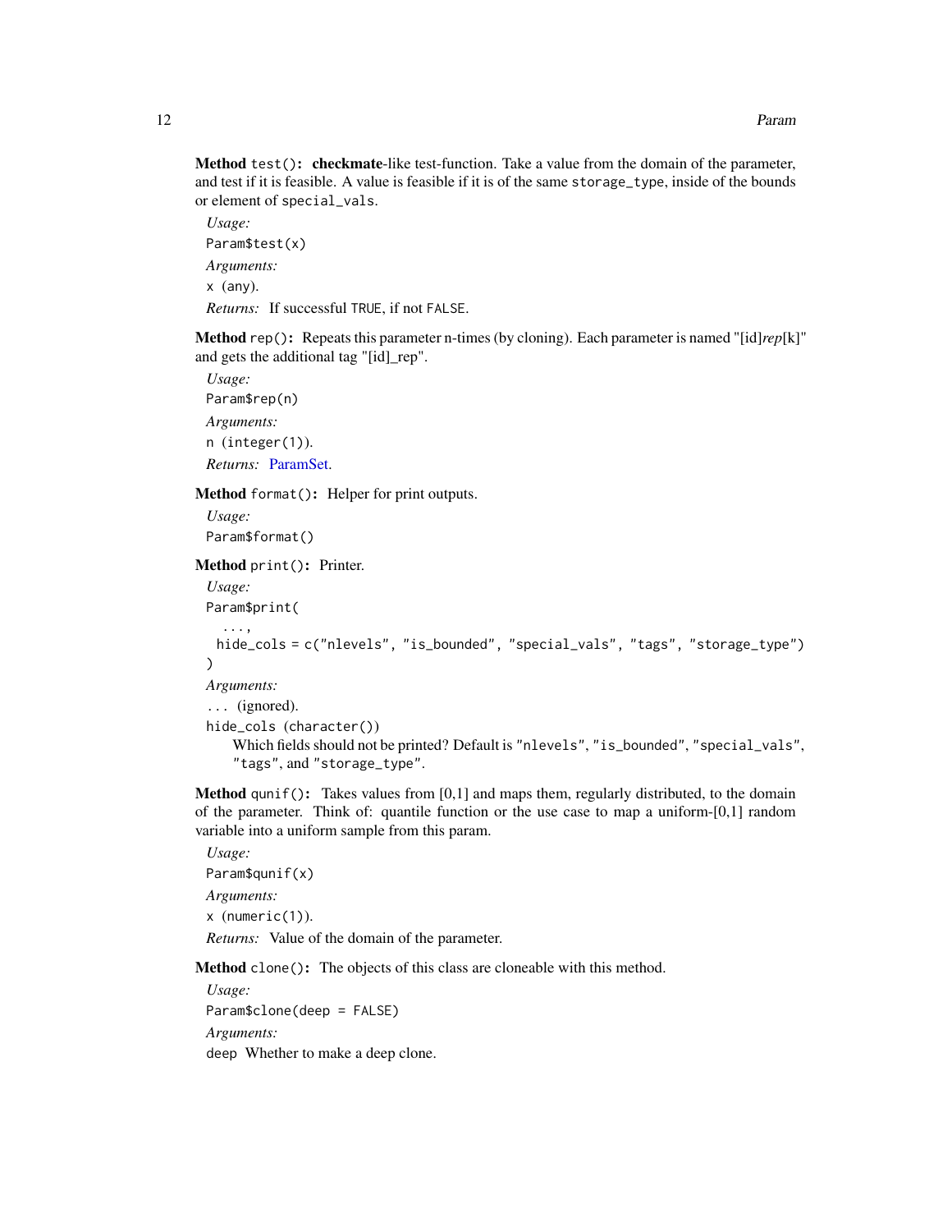**Method** `test()`: **checkmate**-like test-function. Take a value from the domain of the parameter, and test if it is feasible. A value is feasible if it is of the same `storage_type`, inside of the bounds or element of `special_vals`.

*Usage:*

```
Param$test(x)
```

*Arguments:*

`x` (any).

*Returns:* If successful `TRUE`, if not `FALSE`.

**Method** `rep()`: Repeats this parameter n-times (by cloning). Each parameter is named "[id]*rep*[k]" and gets the additional tag "[id]_rep".

*Usage:*

```
Param$rep(n)
```

*Arguments:*

`n` (`integer(1)`).

*Returns:* ParamSet.

**Method** `format()`: Helper for print outputs.

*Usage:*

```
Param$format()
```

**Method** `print()`: Printer.

*Usage:*

```
Param$print(
  ...,
  hide_cols = c("nlevels", "is_bounded", "special_vals", "tags", "storage_type")
)
```

*Arguments:*

`...` (ignored).

`hide_cols` (`character()`)
    Which fields should not be printed? Default is `"nlevels"`, `"is_bounded"`, `"special_vals"`, `"tags"`, and `"storage_type"`.

**Method** `qunif()`: Takes values from [0,1] and maps them, regularly distributed, to the domain of the parameter. Think of: quantile function or the use case to map a uniform-[0,1] random variable into a uniform sample from this param.

*Usage:*

```
Param$qunif(x)
```

*Arguments:*

`x` (`numeric(1)`).

*Returns:* Value of the domain of the parameter.

**Method** `clone()`: The objects of this class are cloneable with this method.

*Usage:*

```
Param$clone(deep = FALSE)
```

*Arguments:*

`deep` Whether to make a deep clone.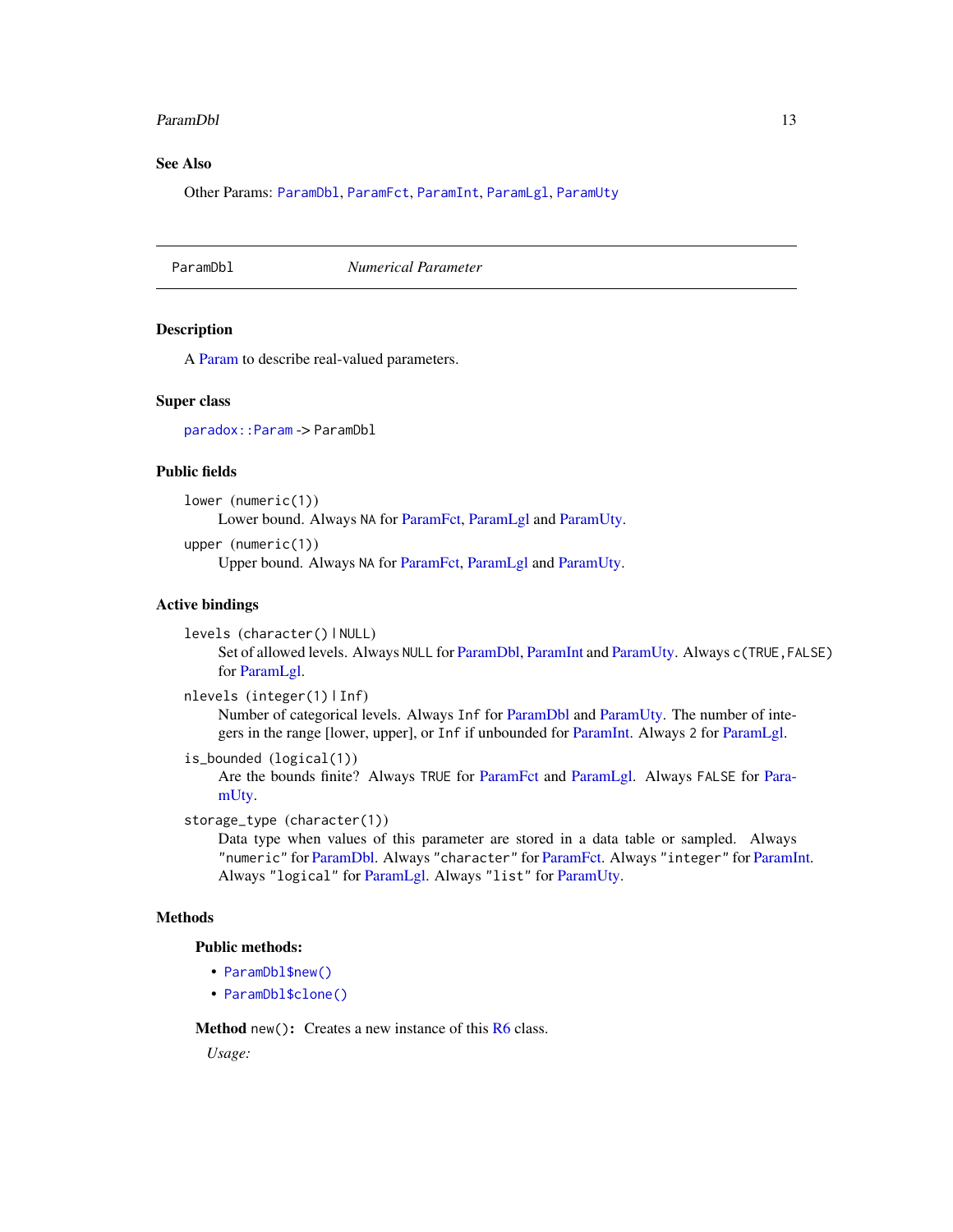## See Also

Other Params: `ParamDbl`, `ParamFct`, `ParamInt`, `ParamLgl`, `ParamUty`

---

`ParamDbl` *Numerical Parameter*

---

## Description

A Param to describe real-valued parameters.

## Super class

`paradox::Param` -> `ParamDbl`

## Public fields

`lower (numeric(1))`
: Lower bound. Always `NA` for ParamFct, ParamLgl and ParamUty.

`upper (numeric(1))`
: Upper bound. Always `NA` for ParamFct, ParamLgl and ParamUty.

## Active bindings

`levels (character() | NULL)`
: Set of allowed levels. Always `NULL` for ParamDbl, ParamInt and ParamUty. Always `c(TRUE,FALSE)` for ParamLgl.

`nlevels (integer(1) | Inf)`
: Number of categorical levels. Always `Inf` for ParamDbl and ParamUty. The number of integers in the range [lower, upper], or `Inf` if unbounded for ParamInt. Always `2` for ParamLgl.

`is_bounded (logical(1))`
: Are the bounds finite? Always `TRUE` for ParamFct and ParamLgl. Always `FALSE` for ParamUty.

`storage_type (character(1))`
: Data type when values of this parameter are stored in a data table or sampled. Always `"numeric"` for ParamDbl. Always `"character"` for ParamFct. Always `"integer"` for ParamInt. Always `"logical"` for ParamLgl. Always `"list"` for ParamUty.

## Methods

### Public methods:

- `ParamDbl$new()`
- `ParamDbl$clone()`

**Method** `new()`**:** Creates a new instance of this R6 class.

*Usage:*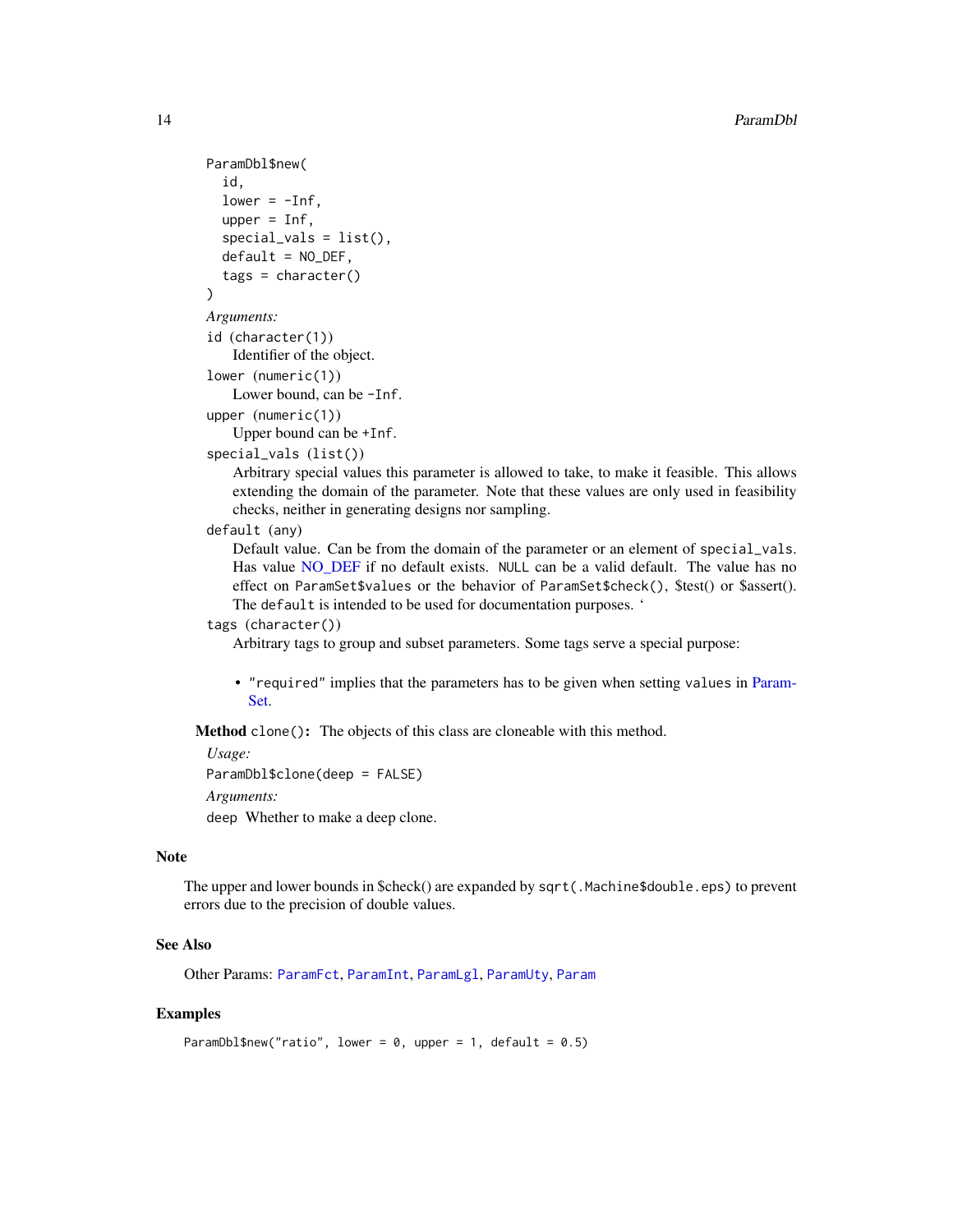```
ParamDbl$new(
  id,
  lower = -Inf,
  upper = Inf,
  special_vals = list(),
  default = NO_DEF,
  tags = character()
)
```

*Arguments:*

`id` (`character(1)`)
: Identifier of the object.

`lower` (`numeric(1)`)
: Lower bound, can be `-Inf`.

`upper` (`numeric(1)`)
: Upper bound can be `+Inf`.

`special_vals` (`list()`)
: Arbitrary special values this parameter is allowed to take, to make it feasible. This allows extending the domain of the parameter. Note that these values are only used in feasibility checks, neither in generating designs nor sampling.

`default` (`any`)
: Default value. Can be from the domain of the parameter or an element of `special_vals`. Has value NO_DEF if no default exists. `NULL` can be a valid default. The value has no effect on `ParamSet$values` or the behavior of `ParamSet$check()`, $test() or $assert(). The `default` is intended to be used for documentation purposes. '

`tags` (`character()`)
: Arbitrary tags to group and subset parameters. Some tags serve a special purpose:

  - `"required"` implies that the parameters has to be given when setting `values` in ParamSet.

**Method** `clone()`**:** The objects of this class are cloneable with this method.

*Usage:*

```
ParamDbl$clone(deep = FALSE)
```

*Arguments:*

`deep` Whether to make a deep clone.

## Note

The upper and lower bounds in $check() are expanded by `sqrt(.Machine$double.eps)` to prevent errors due to the precision of double values.

## See Also

Other Params: `ParamFct`, `ParamInt`, `ParamLgl`, `ParamUty`, `Param`

## Examples

```
ParamDbl$new("ratio", lower = 0, upper = 1, default = 0.5)
```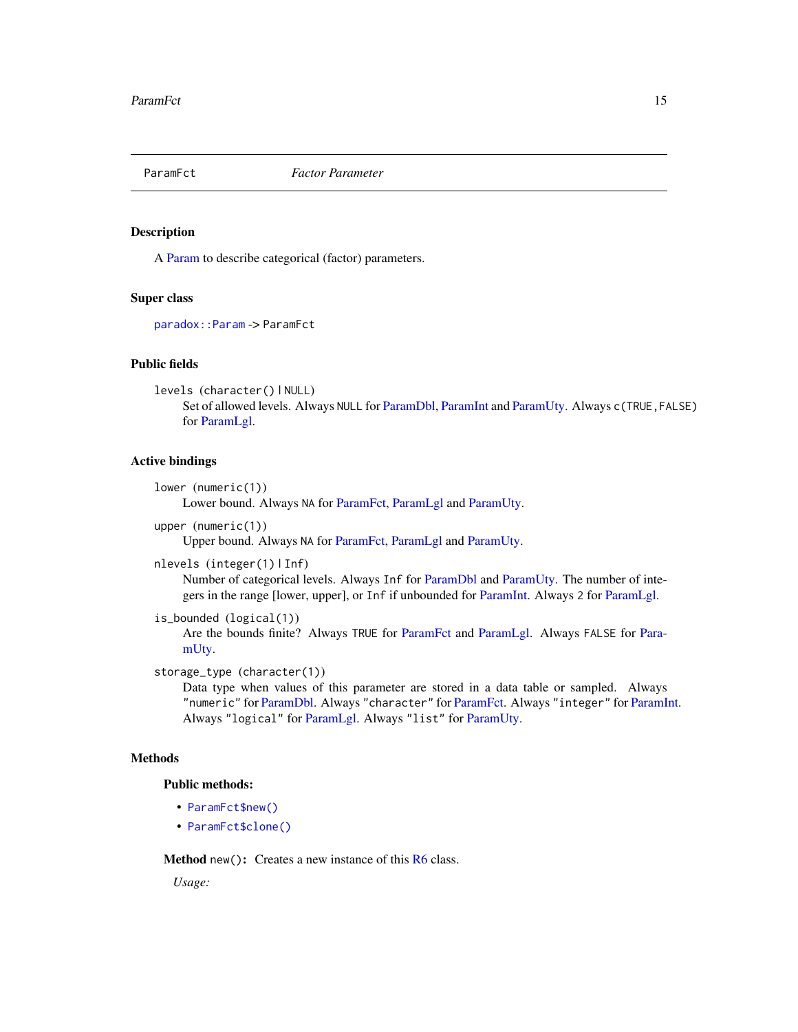## ParamFct — *Factor Parameter*

### Description

A Param to describe categorical (factor) parameters.

### Super class

`paradox::Param` -> `ParamFct`

### Public fields

`levels (character() | NULL)`
: Set of allowed levels. Always `NULL` for ParamDbl, ParamInt and ParamUty. Always `c(TRUE,FALSE)` for ParamLgl.

### Active bindings

`lower (numeric(1))`
: Lower bound. Always `NA` for ParamFct, ParamLgl and ParamUty.

`upper (numeric(1))`
: Upper bound. Always `NA` for ParamFct, ParamLgl and ParamUty.

`nlevels (integer(1) | Inf)`
: Number of categorical levels. Always `Inf` for ParamDbl and ParamUty. The number of integers in the range [lower, upper], or `Inf` if unbounded for ParamInt. Always `2` for ParamLgl.

`is_bounded (logical(1))`
: Are the bounds finite? Always `TRUE` for ParamFct and ParamLgl. Always `FALSE` for ParamUty.

`storage_type (character(1))`
: Data type when values of this parameter are stored in a data table or sampled. Always `"numeric"` for ParamDbl. Always `"character"` for ParamFct. Always `"integer"` for ParamInt. Always `"logical"` for ParamLgl. Always `"list"` for ParamUty.

### Methods

#### Public methods:

- `ParamFct$new()`
- `ParamFct$clone()`

**Method** `new()`: Creates a new instance of this R6 class.

*Usage:*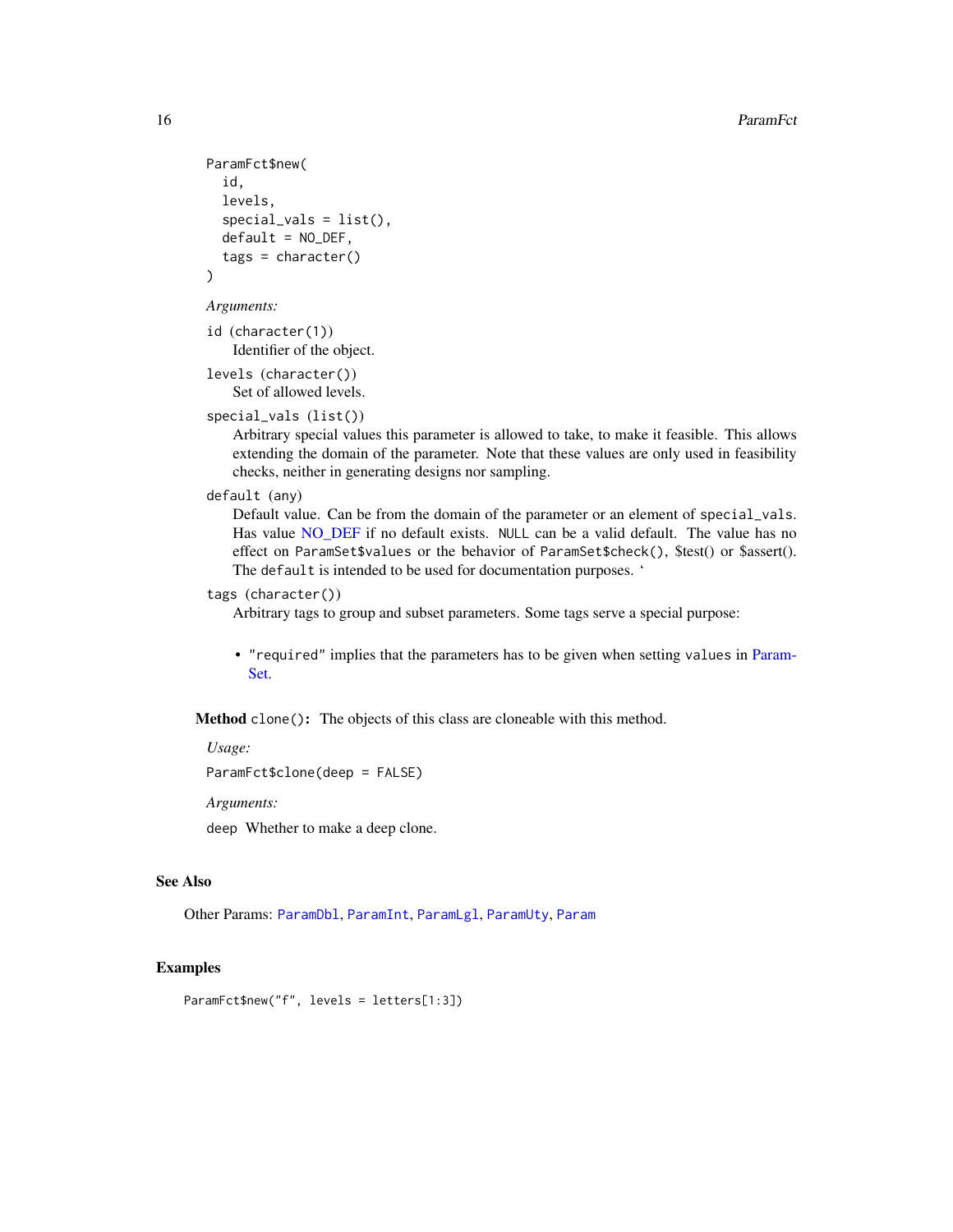```
ParamFct$new(
  id,
  levels,
  special_vals = list(),
  default = NO_DEF,
  tags = character()
)
```

*Arguments:*

`id` (`character(1)`)
Identifier of the object.

`levels` (`character()`)
Set of allowed levels.

`special_vals` (`list()`)
Arbitrary special values this parameter is allowed to take, to make it feasible. This allows extending the domain of the parameter. Note that these values are only used in feasibility checks, neither in generating designs nor sampling.

`default` (any)
Default value. Can be from the domain of the parameter or an element of `special_vals`. Has value NO_DEF if no default exists. `NULL` can be a valid default. The value has no effect on `ParamSet$values` or the behavior of `ParamSet$check()`, $test() or $assert(). The `default` is intended to be used for documentation purposes. ‘

`tags` (`character()`)
Arbitrary tags to group and subset parameters. Some tags serve a special purpose:

- `"required"` implies that the parameters has to be given when setting `values` in ParamSet.

**Method** `clone()`: The objects of this class are cloneable with this method.

*Usage:*

```
ParamFct$clone(deep = FALSE)
```

*Arguments:*

`deep` Whether to make a deep clone.

## See Also

Other Params: `ParamDbl`, `ParamInt`, `ParamLgl`, `ParamUty`, `Param`

## Examples

```
ParamFct$new("f", levels = letters[1:3])
```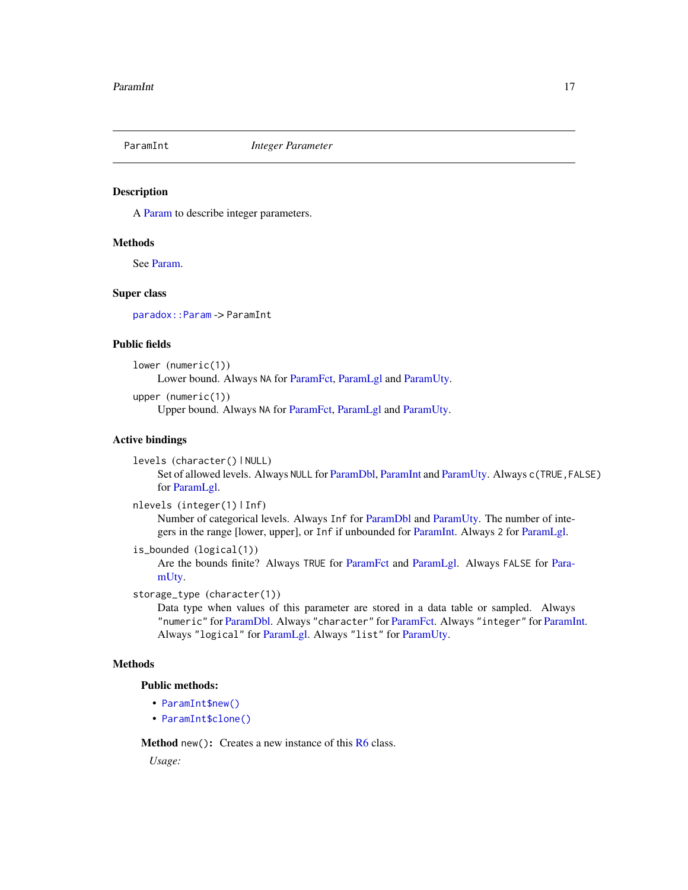# ParamInt — *Integer Parameter*

## Description

A Param to describe integer parameters.

## Methods

See Param.

## Super class

`paradox::Param` -> `ParamInt`

## Public fields

`lower` (`numeric(1)`)
: Lower bound. Always `NA` for ParamFct, ParamLgl and ParamUty.

`upper` (`numeric(1)`)
: Upper bound. Always `NA` for ParamFct, ParamLgl and ParamUty.

## Active bindings

`levels` (`character()` | `NULL`)
: Set of allowed levels. Always `NULL` for ParamDbl, ParamInt and ParamUty. Always `c(TRUE,FALSE)` for ParamLgl.

`nlevels` (`integer(1)` | `Inf`)
: Number of categorical levels. Always `Inf` for ParamDbl and ParamUty. The number of integers in the range [lower, upper], or `Inf` if unbounded for ParamInt. Always `2` for ParamLgl.

`is_bounded` (`logical(1)`)
: Are the bounds finite? Always `TRUE` for ParamFct and ParamLgl. Always `FALSE` for ParamUty.

`storage_type` (`character(1)`)
: Data type when values of this parameter are stored in a data table or sampled. Always `"numeric"` for ParamDbl. Always `"character"` for ParamFct. Always `"integer"` for ParamInt. Always `"logical"` for ParamLgl. Always `"list"` for ParamUty.

## Methods

### Public methods:

- `ParamInt$new()`
- `ParamInt$clone()`

**Method** `new()`: Creates a new instance of this R6 class.

*Usage:*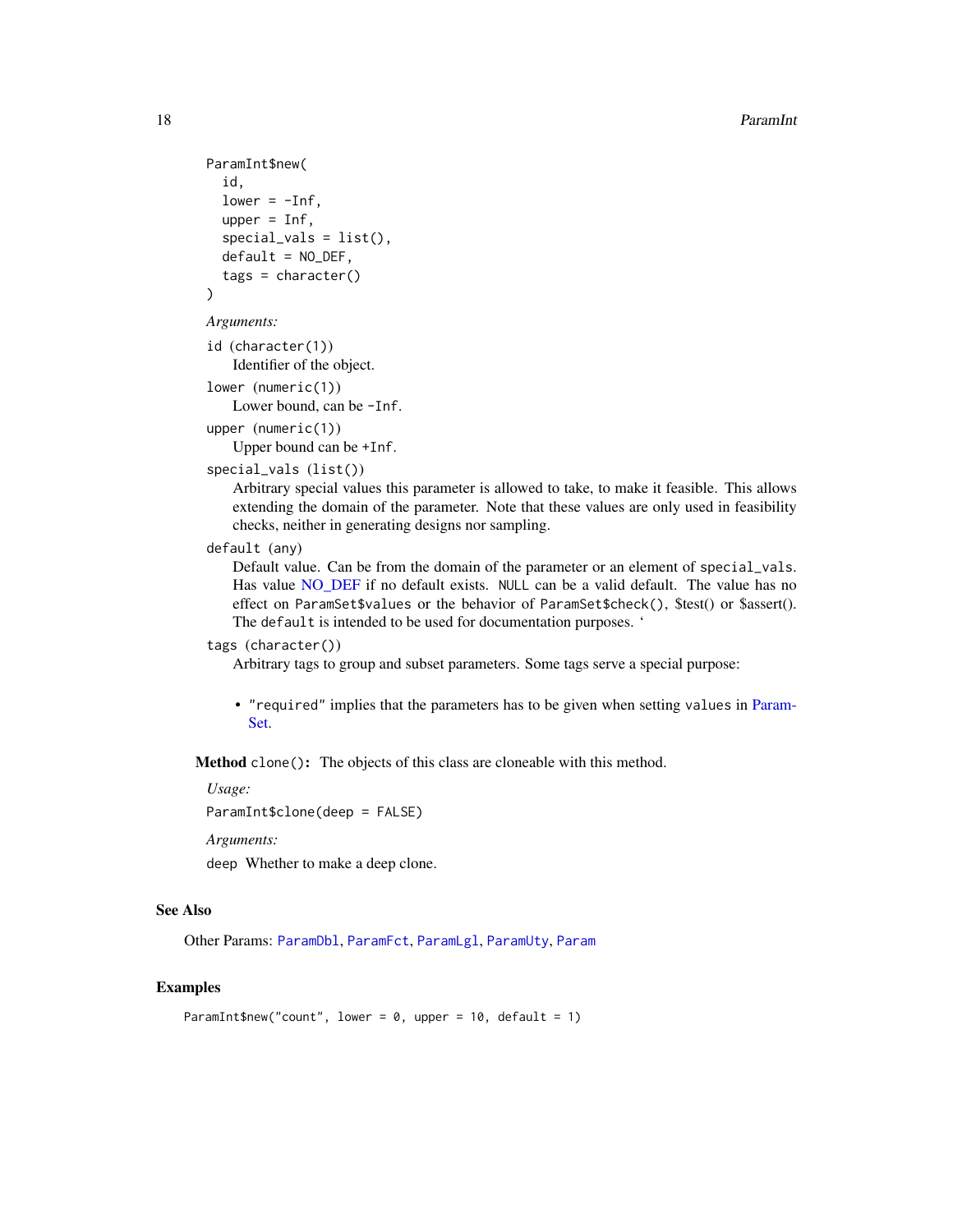```
ParamInt$new(
  id,
  lower = -Inf,
  upper = Inf,
  special_vals = list(),
  default = NO_DEF,
  tags = character()
)
```

*Arguments:*

`id` (`character(1)`)
Identifier of the object.

`lower` (`numeric(1)`)
Lower bound, can be `-Inf`.

`upper` (`numeric(1)`)
Upper bound can be `+Inf`.

`special_vals` (`list()`)
Arbitrary special values this parameter is allowed to take, to make it feasible. This allows extending the domain of the parameter. Note that these values are only used in feasibility checks, neither in generating designs nor sampling.

`default` (`any`)
Default value. Can be from the domain of the parameter or an element of `special_vals`. Has value NO_DEF if no default exists. `NULL` can be a valid default. The value has no effect on `ParamSet$values` or the behavior of `ParamSet$check()`, $test() or $assert(). The `default` is intended to be used for documentation purposes. `

`tags` (`character()`)
Arbitrary tags to group and subset parameters. Some tags serve a special purpose:

- `"required"` implies that the parameters has to be given when setting `values` in ParamSet.

**Method** `clone()`**:** The objects of this class are cloneable with this method.

*Usage:*

```
ParamInt$clone(deep = FALSE)
```

*Arguments:*

`deep` Whether to make a deep clone.

## See Also

Other Params: `ParamDbl`, `ParamFct`, `ParamLgl`, `ParamUty`, `Param`

## Examples

```
ParamInt$new("count", lower = 0, upper = 10, default = 1)
```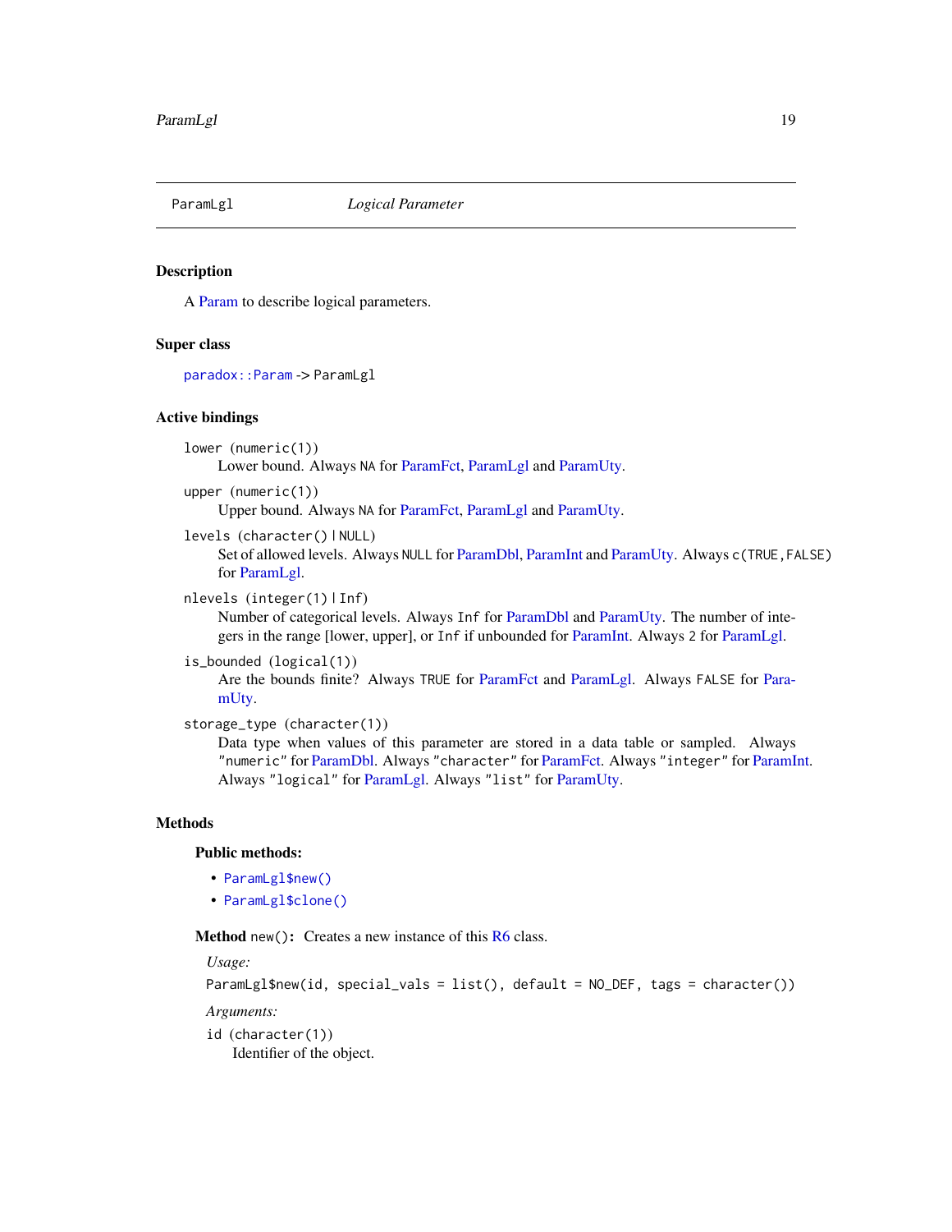ParamLgl *Logical Parameter*

## Description

A Param to describe logical parameters.

## Super class

`paradox::Param` -> `ParamLgl`

## Active bindings

`lower (numeric(1))`
: Lower bound. Always `NA` for ParamFct, ParamLgl and ParamUty.

`upper (numeric(1))`
: Upper bound. Always `NA` for ParamFct, ParamLgl and ParamUty.

`levels (character() | NULL)`
: Set of allowed levels. Always `NULL` for ParamDbl, ParamInt and ParamUty. Always `c(TRUE,FALSE)` for ParamLgl.

`nlevels (integer(1) | Inf)`
: Number of categorical levels. Always `Inf` for ParamDbl and ParamUty. The number of integers in the range [lower, upper], or `Inf` if unbounded for ParamInt. Always `2` for ParamLgl.

`is_bounded (logical(1))`
: Are the bounds finite? Always `TRUE` for ParamFct and ParamLgl. Always `FALSE` for ParamUty.

`storage_type (character(1))`
: Data type when values of this parameter are stored in a data table or sampled. Always `"numeric"` for ParamDbl. Always `"character"` for ParamFct. Always `"integer"` for ParamInt. Always `"logical"` for ParamLgl. Always `"list"` for ParamUty.

## Methods

### Public methods:

- `ParamLgl$new()`
- `ParamLgl$clone()`

**Method** `new()`: Creates a new instance of this R6 class.

*Usage:*

```
ParamLgl$new(id, special_vals = list(), default = NO_DEF, tags = character())
```

*Arguments:*

`id (character(1))`
: Identifier of the object.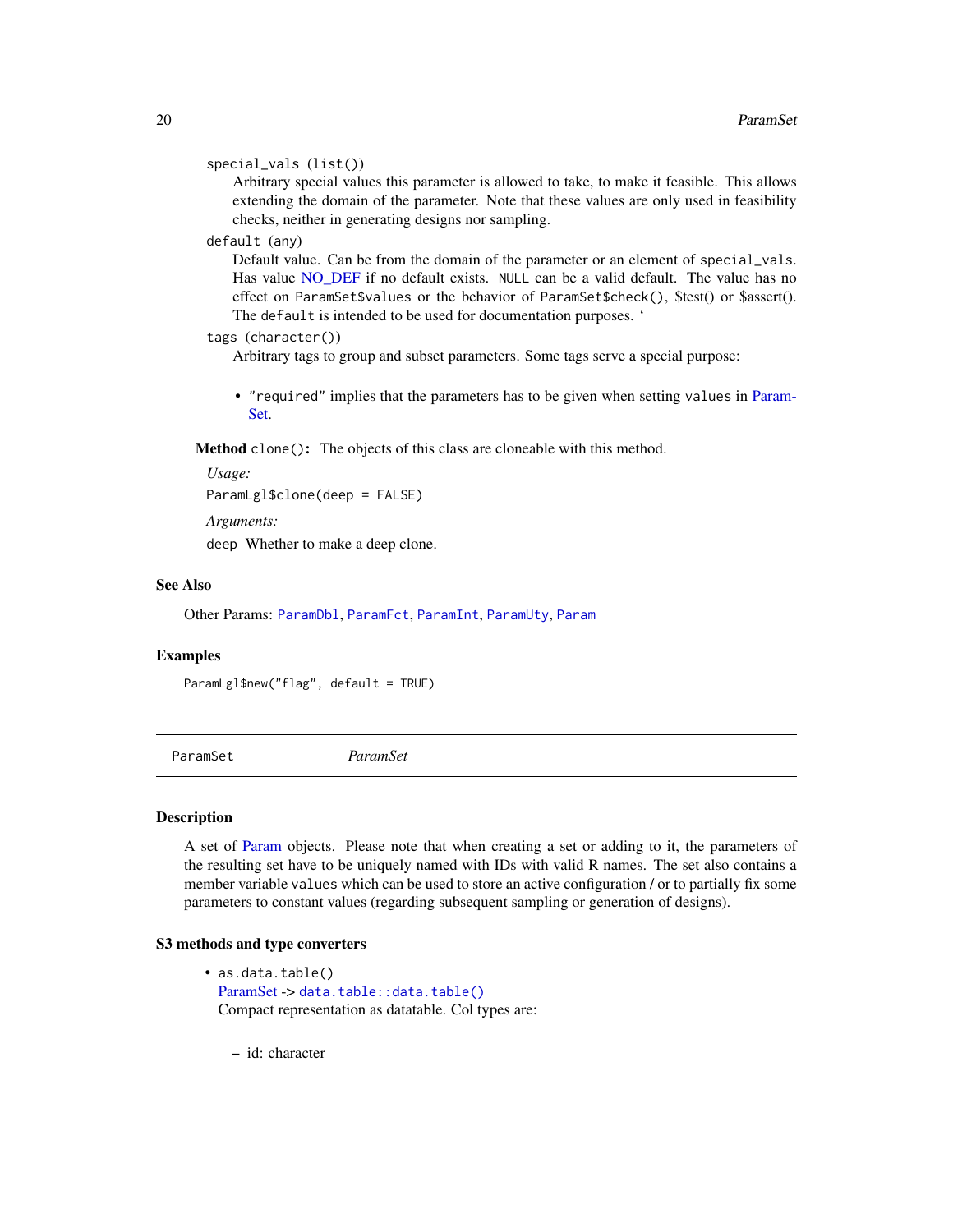`special_vals` (list())
: Arbitrary special values this parameter is allowed to take, to make it feasible. This allows extending the domain of the parameter. Note that these values are only used in feasibility checks, neither in generating designs nor sampling.

`default` (any)
: Default value. Can be from the domain of the parameter or an element of `special_vals`. Has value NO_DEF if no default exists. `NULL` can be a valid default. The value has no effect on `ParamSet$values` or the behavior of `ParamSet$check()`, $test() or $assert(). The `default` is intended to be used for documentation purposes. ‘

`tags` (character())
: Arbitrary tags to group and subset parameters. Some tags serve a special purpose:

  - `"required"` implies that the parameters has to be given when setting `values` in ParamSet.

**Method** `clone()`**:** The objects of this class are cloneable with this method.

*Usage:*

```
ParamLgl$clone(deep = FALSE)
```

*Arguments:*

`deep` Whether to make a deep clone.

### See Also

Other Params: `ParamDbl`, `ParamFct`, `ParamInt`, `ParamUty`, `Param`

### Examples

```
ParamLgl$new("flag", default = TRUE)
```

---

## ParamSet — *ParamSet*

### Description

A set of Param objects. Please note that when creating a set or adding to it, the parameters of the resulting set have to be uniquely named with IDs with valid R names. The set also contains a member variable `values` which can be used to store an active configuration / or to partially fix some parameters to constant values (regarding subsequent sampling or generation of designs).

### S3 methods and type converters

- `as.data.table()`
  ParamSet -> `data.table::data.table()`
  Compact representation as datatable. Col types are:
  - id: character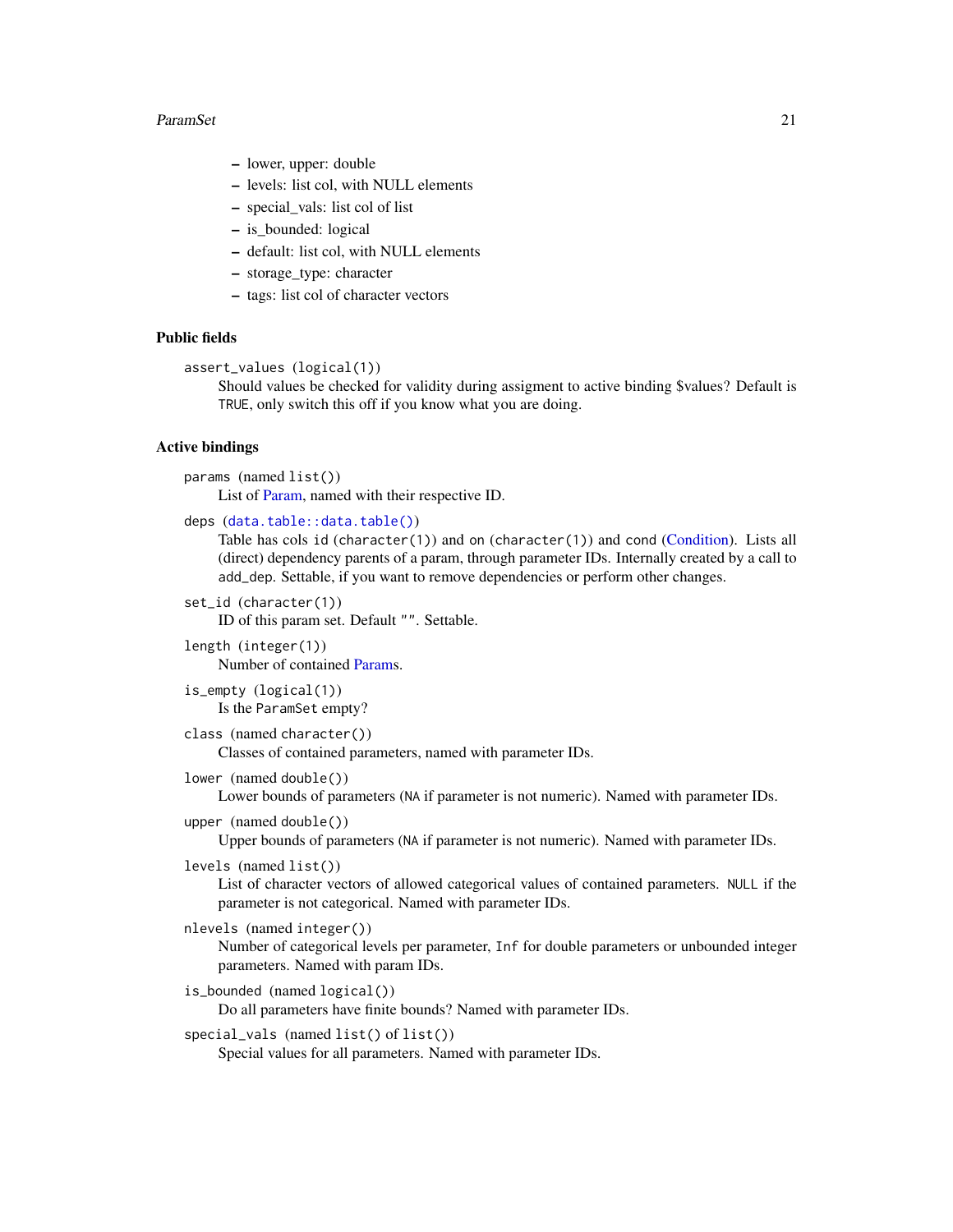- lower, upper: double
- levels: list col, with NULL elements
- special_vals: list col of list
- is_bounded: logical
- default: list col, with NULL elements
- storage_type: character
- tags: list col of character vectors

### Public fields

`assert_values` (`logical(1)`)
: Should values be checked for validity during assigment to active binding $values? Default is `TRUE`, only switch this off if you know what you are doing.

### Active bindings

`params` (named `list()`)
: List of Param, named with their respective ID.

`deps` (`data.table::data.table()`)
: Table has cols `id` (`character(1)`) and `on` (`character(1)`) and `cond` (Condition). Lists all (direct) dependency parents of a param, through parameter IDs. Internally created by a call to `add_dep`. Settable, if you want to remove dependencies or perform other changes.

`set_id` (`character(1)`)
: ID of this param set. Default `""`. Settable.

`length` (`integer(1)`)
: Number of contained Params.

`is_empty` (`logical(1)`)
: Is the `ParamSet` empty?

`class` (named `character()`)
: Classes of contained parameters, named with parameter IDs.

`lower` (named `double()`)
: Lower bounds of parameters (`NA` if parameter is not numeric). Named with parameter IDs.

`upper` (named `double()`)
: Upper bounds of parameters (`NA` if parameter is not numeric). Named with parameter IDs.

`levels` (named `list()`)
: List of character vectors of allowed categorical values of contained parameters. `NULL` if the parameter is not categorical. Named with parameter IDs.

`nlevels` (named `integer()`)
: Number of categorical levels per parameter, `Inf` for double parameters or unbounded integer parameters. Named with param IDs.

`is_bounded` (named `logical()`)
: Do all parameters have finite bounds? Named with parameter IDs.

`special_vals` (named `list()` of `list()`)
: Special values for all parameters. Named with parameter IDs.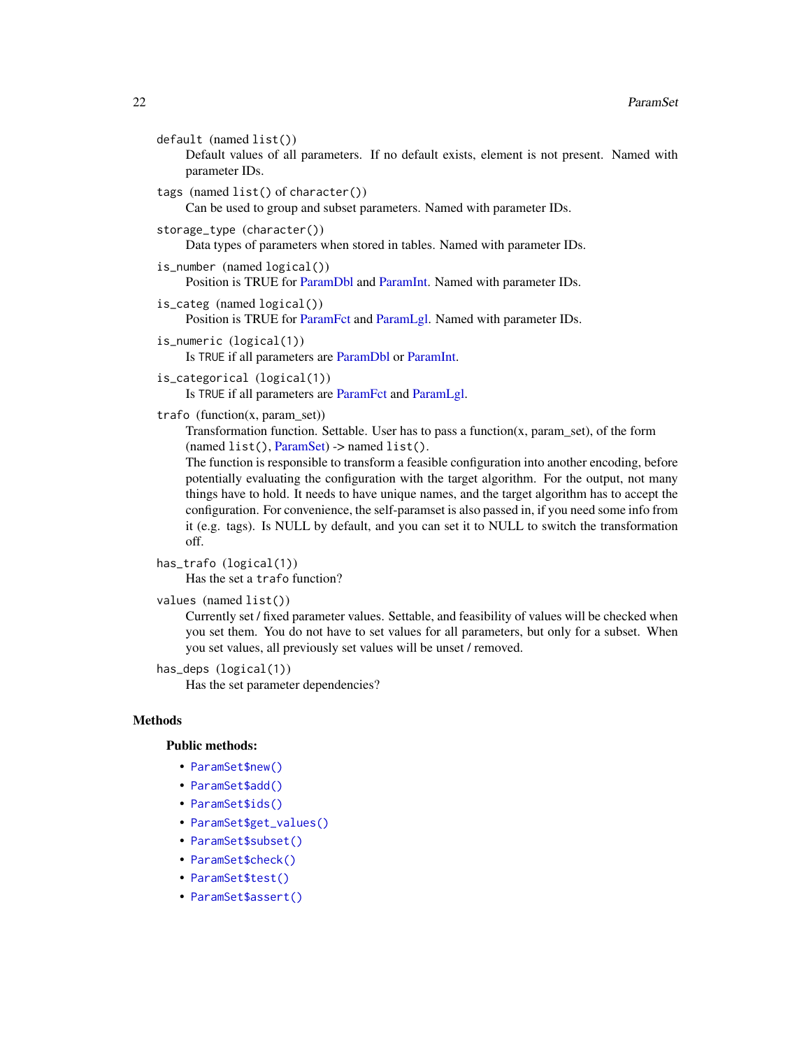`default` (named `list()`)
: Default values of all parameters. If no default exists, element is not present. Named with parameter IDs.

`tags` (named `list()` of `character()`)
: Can be used to group and subset parameters. Named with parameter IDs.

`storage_type` (`character()`)
: Data types of parameters when stored in tables. Named with parameter IDs.

`is_number` (named `logical()`)
: Position is TRUE for ParamDbl and ParamInt. Named with parameter IDs.

`is_categ` (named `logical()`)
: Position is TRUE for ParamFct and ParamLgl. Named with parameter IDs.

`is_numeric` (`logical(1)`)
: Is `TRUE` if all parameters are ParamDbl or ParamInt.

`is_categorical` (`logical(1)`)
: Is `TRUE` if all parameters are ParamFct and ParamLgl.

`trafo` (function(x, param_set))
: Transformation function. Settable. User has to pass a function(x, param_set), of the form (named `list()`, ParamSet) -> named `list()`.
  The function is responsible to transform a feasible configuration into another encoding, before potentially evaluating the configuration with the target algorithm. For the output, not many things have to hold. It needs to have unique names, and the target algorithm has to accept the configuration. For convenience, the self-paramset is also passed in, if you need some info from it (e.g. tags). Is NULL by default, and you can set it to NULL to switch the transformation off.

`has_trafo` (`logical(1)`)
: Has the set a `trafo` function?

`values` (named `list()`)
: Currently set / fixed parameter values. Settable, and feasibility of values will be checked when you set them. You do not have to set values for all parameters, but only for a subset. When you set values, all previously set values will be unset / removed.

`has_deps` (`logical(1)`)
: Has the set parameter dependencies?

## Methods

### Public methods:

- `ParamSet$new()`
- `ParamSet$add()`
- `ParamSet$ids()`
- `ParamSet$get_values()`
- `ParamSet$subset()`
- `ParamSet$check()`
- `ParamSet$test()`
- `ParamSet$assert()`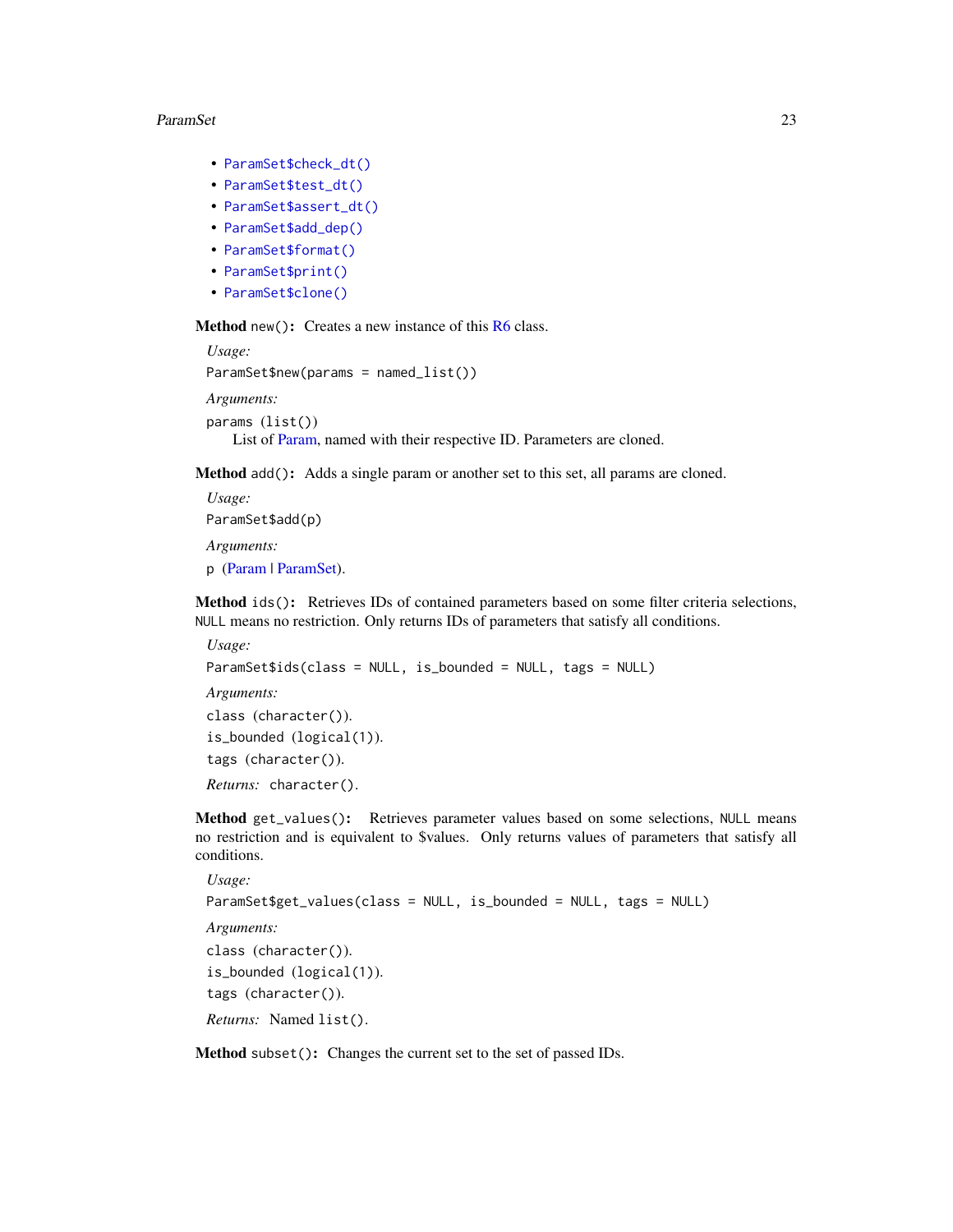- ParamSet$check_dt()
- ParamSet$test_dt()
- ParamSet$assert_dt()
- ParamSet$add_dep()
- ParamSet$format()
- ParamSet$print()
- ParamSet$clone()

**Method** `new()`: Creates a new instance of this R6 class.

*Usage:*

```
ParamSet$new(params = named_list())
```

*Arguments:*

`params` (`list()`)
List of Param, named with their respective ID. Parameters are cloned.

**Method** `add()`: Adds a single param or another set to this set, all params are cloned.

*Usage:*

```
ParamSet$add(p)
```

*Arguments:*

`p` (Param | ParamSet).

**Method** `ids()`: Retrieves IDs of contained parameters based on some filter criteria selections, `NULL` means no restriction. Only returns IDs of parameters that satisfy all conditions.

*Usage:*

```
ParamSet$ids(class = NULL, is_bounded = NULL, tags = NULL)
```

*Arguments:*

`class` (`character()`).

`is_bounded` (`logical(1)`).

`tags` (`character()`).

*Returns:* `character()`.

**Method** `get_values()`: Retrieves parameter values based on some selections, `NULL` means no restriction and is equivalent to $values. Only returns values of parameters that satisfy all conditions.

*Usage:*

```
ParamSet$get_values(class = NULL, is_bounded = NULL, tags = NULL)
```

*Arguments:*

`class` (`character()`).

`is_bounded` (`logical(1)`).

`tags` (`character()`).

*Returns:* Named `list()`.

**Method** `subset()`: Changes the current set to the set of passed IDs.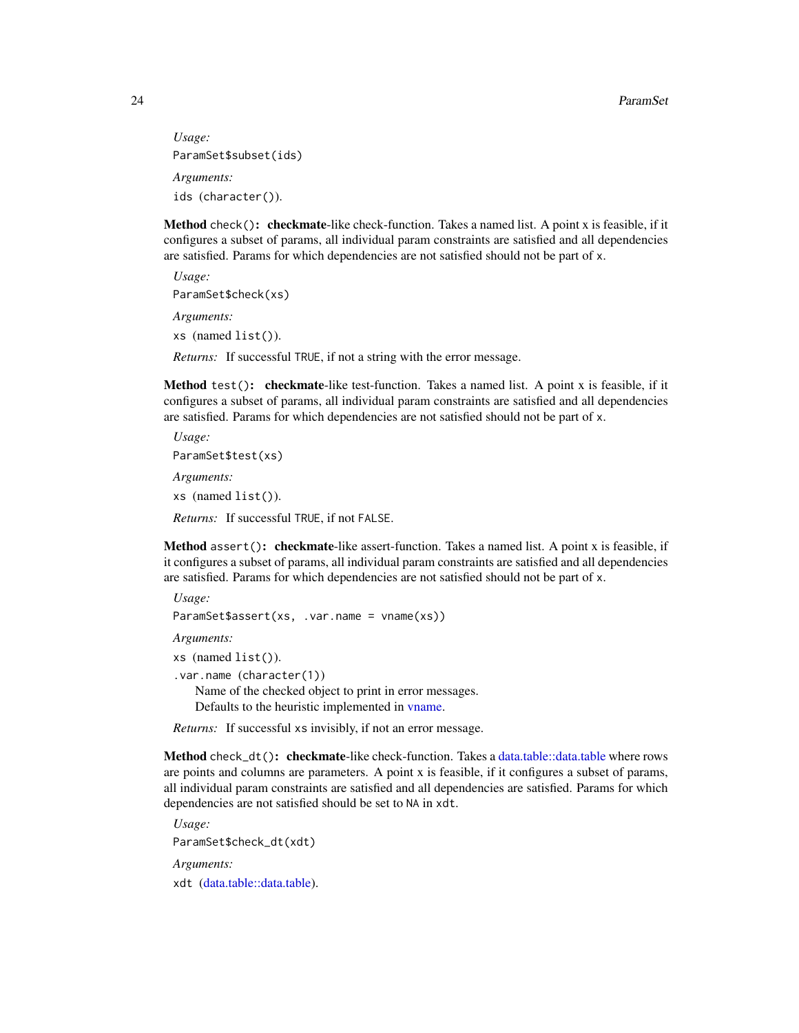*Usage:*

```
ParamSet$subset(ids)
```

*Arguments:*

`ids` (`character()`).

**Method** `check()`**:** **checkmate**-like check-function. Takes a named list. A point x is feasible, if it configures a subset of params, all individual param constraints are satisfied and all dependencies are satisfied. Params for which dependencies are not satisfied should not be part of `x`.

*Usage:*

```
ParamSet$check(xs)
```

*Arguments:*

`xs` (named `list()`).

*Returns:* If successful `TRUE`, if not a string with the error message.

**Method** `test()`**:** **checkmate**-like test-function. Takes a named list. A point x is feasible, if it configures a subset of params, all individual param constraints are satisfied and all dependencies are satisfied. Params for which dependencies are not satisfied should not be part of `x`.

*Usage:*

```
ParamSet$test(xs)
```

*Arguments:*

`xs` (named `list()`).

*Returns:* If successful `TRUE`, if not `FALSE`.

**Method** `assert()`**:** **checkmate**-like assert-function. Takes a named list. A point x is feasible, if it configures a subset of params, all individual param constraints are satisfied and all dependencies are satisfied. Params for which dependencies are not satisfied should not be part of `x`.

*Usage:*

```
ParamSet$assert(xs, .var.name = vname(xs))
```

*Arguments:*

`xs` (named `list()`).

`.var.name` (`character(1)`)
    Name of the checked object to print in error messages.
    Defaults to the heuristic implemented in vname.

*Returns:* If successful `xs` invisibly, if not an error message.

**Method** `check_dt()`**:** **checkmate**-like check-function. Takes a data.table::data.table where rows are points and columns are parameters. A point x is feasible, if it configures a subset of params, all individual param constraints are satisfied and all dependencies are satisfied. Params for which dependencies are not satisfied should be set to `NA` in `xdt`.

*Usage:*

```
ParamSet$check_dt(xdt)
```

*Arguments:*

`xdt` (data.table::data.table).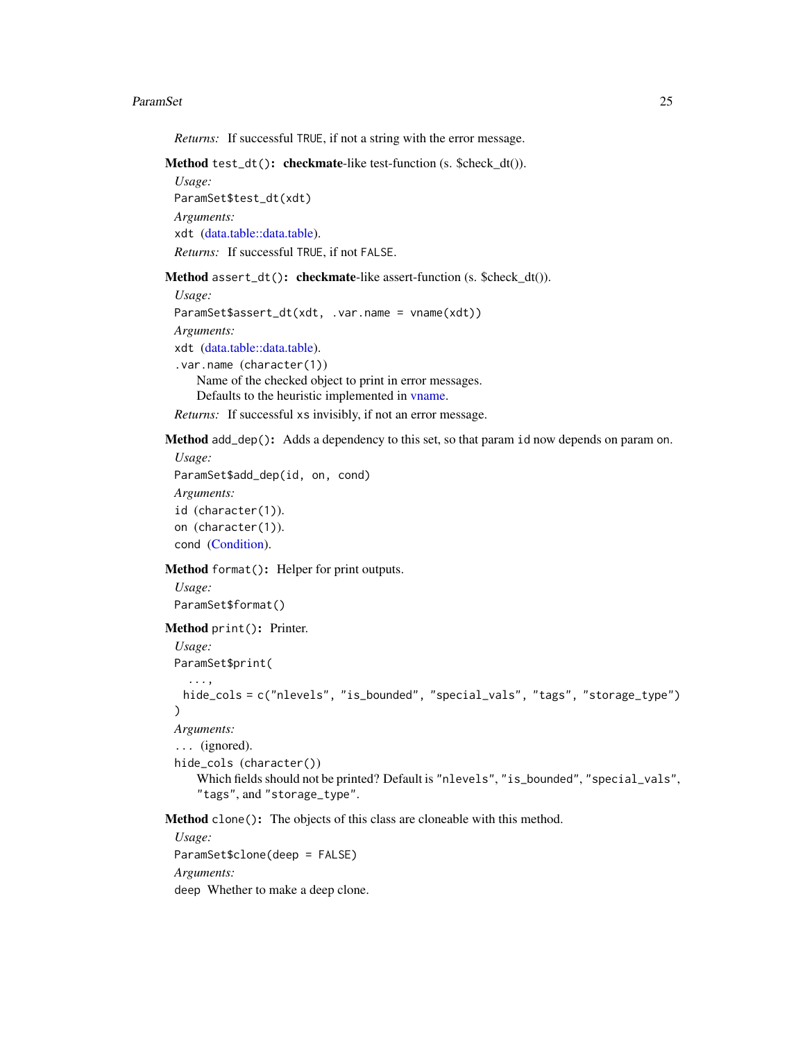*Returns:* If successful TRUE, if not a string with the error message.

**Method** `test_dt()`**:** **checkmate**-like test-function (s. $check_dt()).

*Usage:*

```
ParamSet$test_dt(xdt)
```

*Arguments:*

`xdt` (data.table::data.table).

*Returns:* If successful TRUE, if not FALSE.

**Method** `assert_dt()`**:** **checkmate**-like assert-function (s. $check_dt()).

*Usage:*

```
ParamSet$assert_dt(xdt, .var.name = vname(xdt))
```

*Arguments:*

`xdt` (data.table::data.table).

`.var.name` (`character(1)`)
Name of the checked object to print in error messages.
Defaults to the heuristic implemented in vname.

*Returns:* If successful `xs` invisibly, if not an error message.

**Method** `add_dep()`**:** Adds a dependency to this set, so that param `id` now depends on param `on`.

*Usage:*

```
ParamSet$add_dep(id, on, cond)
```

*Arguments:*

`id` (`character(1)`).

`on` (`character(1)`).

`cond` (Condition).

**Method** `format()`**:** Helper for print outputs.

*Usage:*

```
ParamSet$format()
```

**Method** `print()`**:** Printer.

*Usage:*

```
ParamSet$print(
  ...,
  hide_cols = c("nlevels", "is_bounded", "special_vals", "tags", "storage_type")
)
```

*Arguments:*

`...` (ignored).

`hide_cols` (`character()`)
Which fields should not be printed? Default is `"nlevels"`, `"is_bounded"`, `"special_vals"`, `"tags"`, and `"storage_type"`.

**Method** `clone()`**:** The objects of this class are cloneable with this method.

*Usage:*

```
ParamSet$clone(deep = FALSE)
```

*Arguments:*

`deep` Whether to make a deep clone.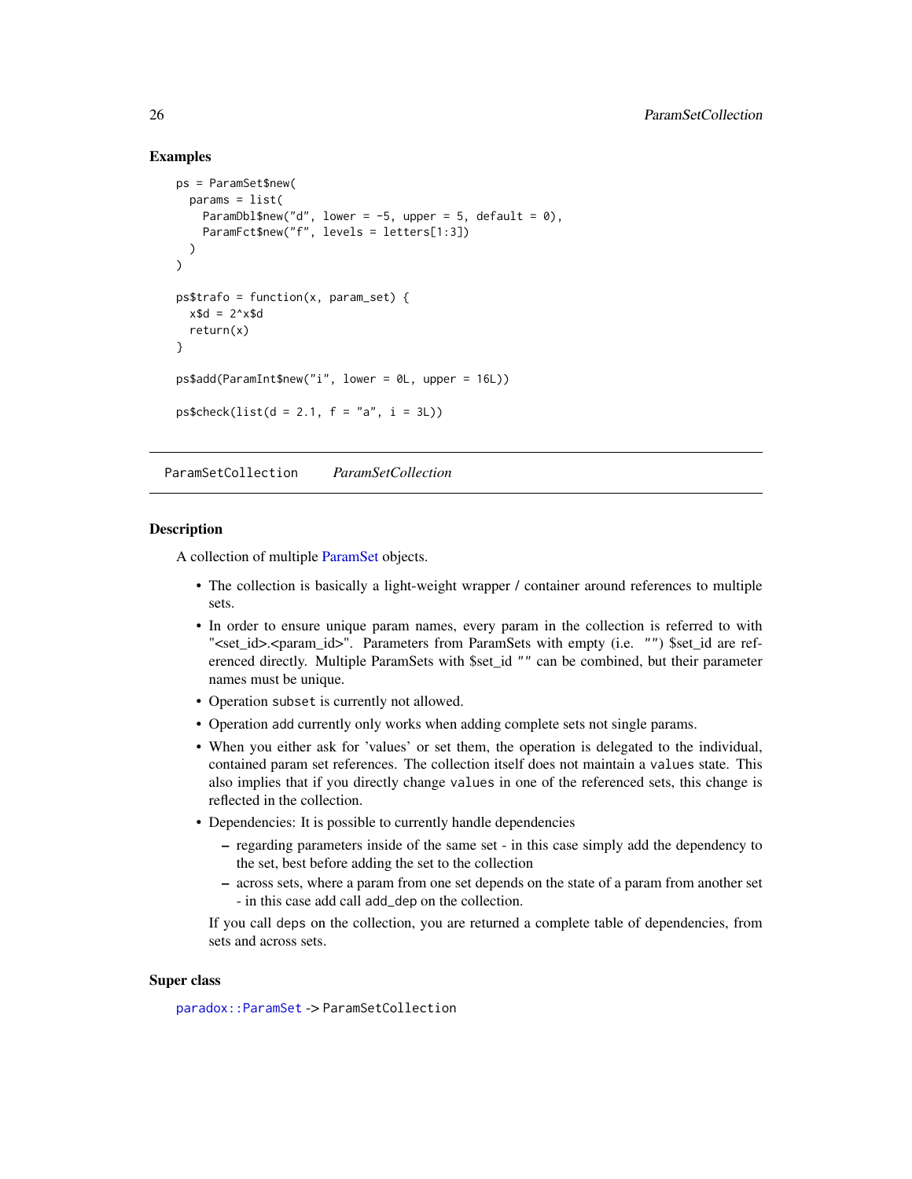## Examples

```
ps = ParamSet$new(
  params = list(
    ParamDbl$new("d", lower = -5, upper = 5, default = 0),
    ParamFct$new("f", levels = letters[1:3])
  )
)

ps$trafo = function(x, param_set) {
  x$d = 2^x$d
  return(x)
}

ps$add(ParamInt$new("i", lower = 0L, upper = 16L))

ps$check(list(d = 2.1, f = "a", i = 3L))
```

---

# ParamSetCollection    *ParamSetCollection*

---

## Description

A collection of multiple ParamSet objects.

- The collection is basically a light-weight wrapper / container around references to multiple sets.
- In order to ensure unique param names, every param in the collection is referred to with "<set_id>.<param_id>". Parameters from ParamSets with empty (i.e. "") $set_id are referenced directly. Multiple ParamSets with $set_id "" can be combined, but their parameter names must be unique.
- Operation `subset` is currently not allowed.
- Operation `add` currently only works when adding complete sets not single params.
- When you either ask for 'values' or set them, the operation is delegated to the individual, contained param set references. The collection itself does not maintain a `values` state. This also implies that if you directly change `values` in one of the referenced sets, this change is reflected in the collection.
- Dependencies: It is possible to currently handle dependencies
  - regarding parameters inside of the same set - in this case simply add the dependency to the set, best before adding the set to the collection
  - across sets, where a param from one set depends on the state of a param from another set - in this case add call `add_dep` on the collection.

  If you call `deps` on the collection, you are returned a complete table of dependencies, from sets and across sets.

## Super class

`paradox::ParamSet` -> `ParamSetCollection`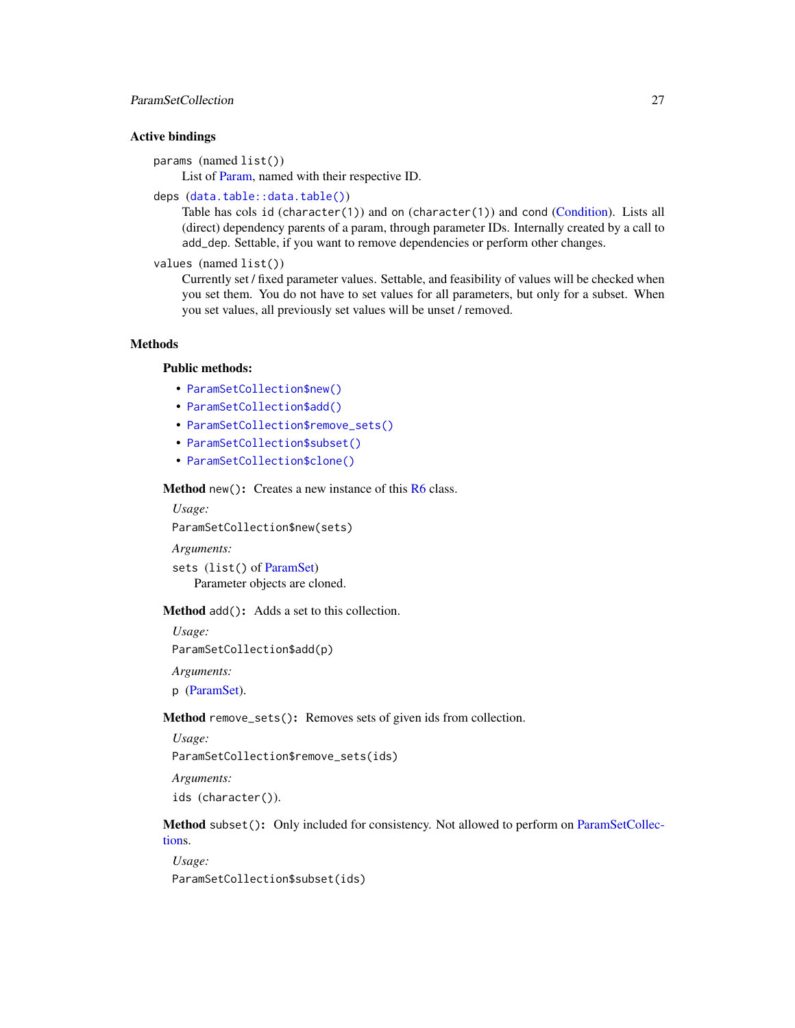### Active bindings

`params` (named `list()`)
: List of Param, named with their respective ID.

`deps` (`data.table::data.table()`)
: Table has cols `id` (`character(1)`) and `on` (`character(1)`) and `cond` (Condition). Lists all (direct) dependency parents of a param, through parameter IDs. Internally created by a call to `add_dep`. Settable, if you want to remove dependencies or perform other changes.

`values` (named `list()`)
: Currently set / fixed parameter values. Settable, and feasibility of values will be checked when you set them. You do not have to set values for all parameters, but only for a subset. When you set values, all previously set values will be unset / removed.

### Methods

**Public methods:**

- `ParamSetCollection$new()`
- `ParamSetCollection$add()`
- `ParamSetCollection$remove_sets()`
- `ParamSetCollection$subset()`
- `ParamSetCollection$clone()`

**Method** `new()`**:** Creates a new instance of this R6 class.

*Usage:*

```
ParamSetCollection$new(sets)
```

*Arguments:*

`sets` (`list()` of ParamSet)
: Parameter objects are cloned.

**Method** `add()`**:** Adds a set to this collection.

*Usage:*

```
ParamSetCollection$add(p)
```

*Arguments:*

`p` (ParamSet).

**Method** `remove_sets()`**:** Removes sets of given ids from collection.

*Usage:*

```
ParamSetCollection$remove_sets(ids)
```

*Arguments:*

`ids` (`character()`).

**Method** `subset()`**:** Only included for consistency. Not allowed to perform on ParamSetCollections.

*Usage:*

```
ParamSetCollection$subset(ids)
```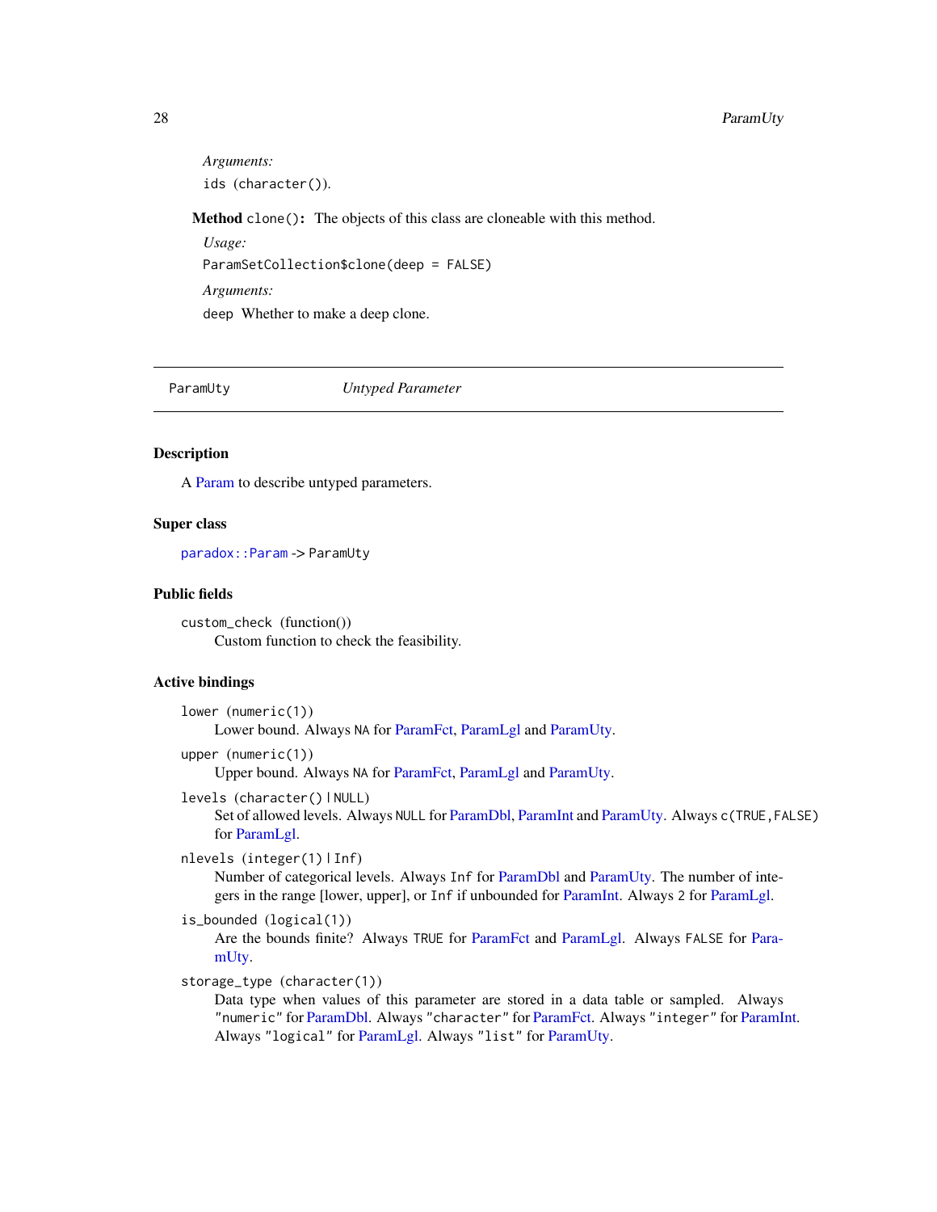*Arguments:*

`ids` (`character()`).

**Method** `clone()`**:** The objects of this class are cloneable with this method.

*Usage:*

```
ParamSetCollection$clone(deep = FALSE)
```

*Arguments:*

`deep` Whether to make a deep clone.

---

## ParamUty — *Untyped Parameter*

---

### Description

A Param to describe untyped parameters.

### Super class

`paradox::Param` -> `ParamUty`

### Public fields

`custom_check` (function())
: Custom function to check the feasibility.

### Active bindings

`lower` (`numeric(1)`)
: Lower bound. Always `NA` for ParamFct, ParamLgl and ParamUty.

`upper` (`numeric(1)`)
: Upper bound. Always `NA` for ParamFct, ParamLgl and ParamUty.

`levels` (`character()` | `NULL`)
: Set of allowed levels. Always `NULL` for ParamDbl, ParamInt and ParamUty. Always `c(TRUE,FALSE)` for ParamLgl.

`nlevels` (`integer(1)` | `Inf`)
: Number of categorical levels. Always `Inf` for ParamDbl and ParamUty. The number of integers in the range [lower, upper], or `Inf` if unbounded for ParamInt. Always `2` for ParamLgl.

`is_bounded` (`logical(1)`)
: Are the bounds finite? Always `TRUE` for ParamFct and ParamLgl. Always `FALSE` for ParamUty.

`storage_type` (`character(1)`)
: Data type when values of this parameter are stored in a data table or sampled. Always `"numeric"` for ParamDbl. Always `"character"` for ParamFct. Always `"integer"` for ParamInt. Always `"logical"` for ParamLgl. Always `"list"` for ParamUty.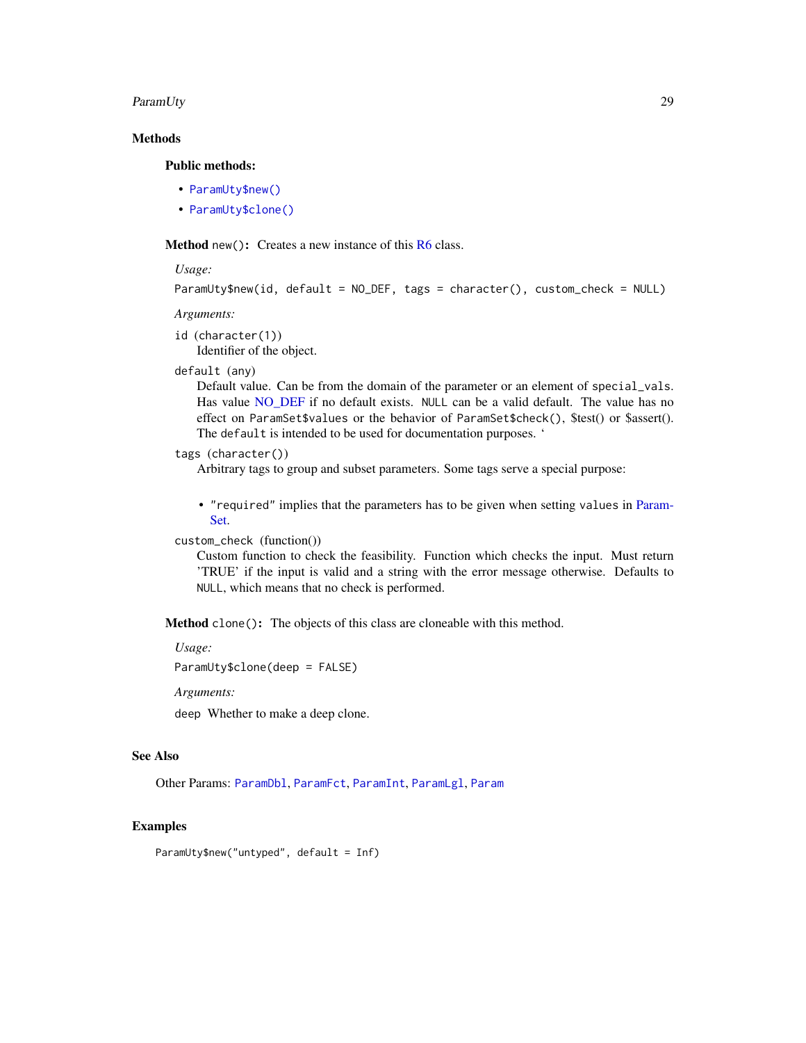## Methods

### Public methods:

- `ParamUty$new()`
- `ParamUty$clone()`

**Method** `new()`**:** Creates a new instance of this R6 class.

*Usage:*

```
ParamUty$new(id, default = NO_DEF, tags = character(), custom_check = NULL)
```

*Arguments:*

`id` (`character(1)`)
: Identifier of the object.

`default` (any)
: Default value. Can be from the domain of the parameter or an element of `special_vals`. Has value NO_DEF if no default exists. `NULL` can be a valid default. The value has no effect on `ParamSet$values` or the behavior of `ParamSet$check()`, $test() or $assert(). The `default` is intended to be used for documentation purposes. ‘

`tags` (`character()`)
: Arbitrary tags to group and subset parameters. Some tags serve a special purpose:

  - `"required"` implies that the parameters has to be given when setting `values` in ParamSet.

`custom_check` (function())
: Custom function to check the feasibility. Function which checks the input. Must return 'TRUE' if the input is valid and a string with the error message otherwise. Defaults to `NULL`, which means that no check is performed.

**Method** `clone()`**:** The objects of this class are cloneable with this method.

*Usage:*

```
ParamUty$clone(deep = FALSE)
```

*Arguments:*

`deep` Whether to make a deep clone.

## See Also

Other Params: `ParamDbl`, `ParamFct`, `ParamInt`, `ParamLgl`, `Param`

## Examples

```
ParamUty$new("untyped", default = Inf)
```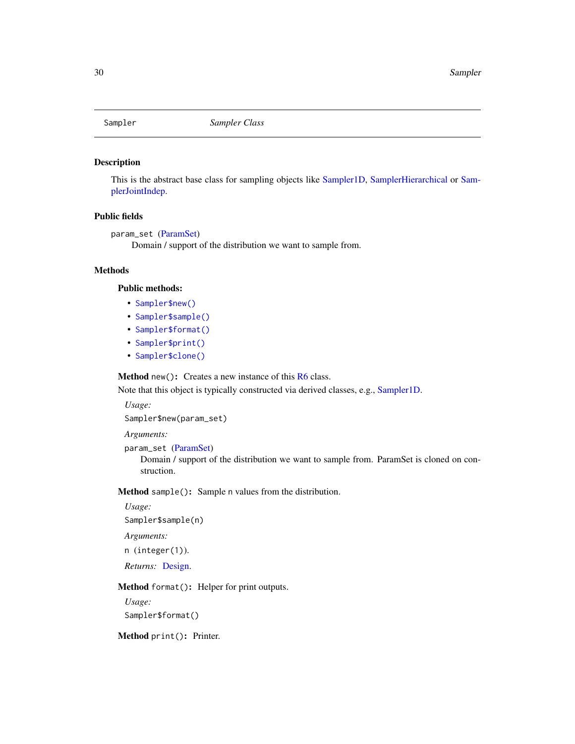## Sampler — *Sampler Class*

### Description

This is the abstract base class for sampling objects like Sampler1D, SamplerHierarchical or SamplerJointIndep.

### Public fields

`param_set` (ParamSet)
    Domain / support of the distribution we want to sample from.

### Methods

#### Public methods:

- `Sampler$new()`
- `Sampler$sample()`
- `Sampler$format()`
- `Sampler$print()`
- `Sampler$clone()`

**Method** `new()`**:** Creates a new instance of this R6 class.

Note that this object is typically constructed via derived classes, e.g., Sampler1D.

*Usage:*

```
Sampler$new(param_set)
```

*Arguments:*

`param_set` (ParamSet)
    Domain / support of the distribution we want to sample from. ParamSet is cloned on construction.

**Method** `sample()`**:** Sample `n` values from the distribution.

*Usage:*

```
Sampler$sample(n)
```

*Arguments:*

`n` (`integer(1)`).

*Returns:* Design.

**Method** `format()`**:** Helper for print outputs.

*Usage:*

```
Sampler$format()
```

**Method** `print()`**:** Printer.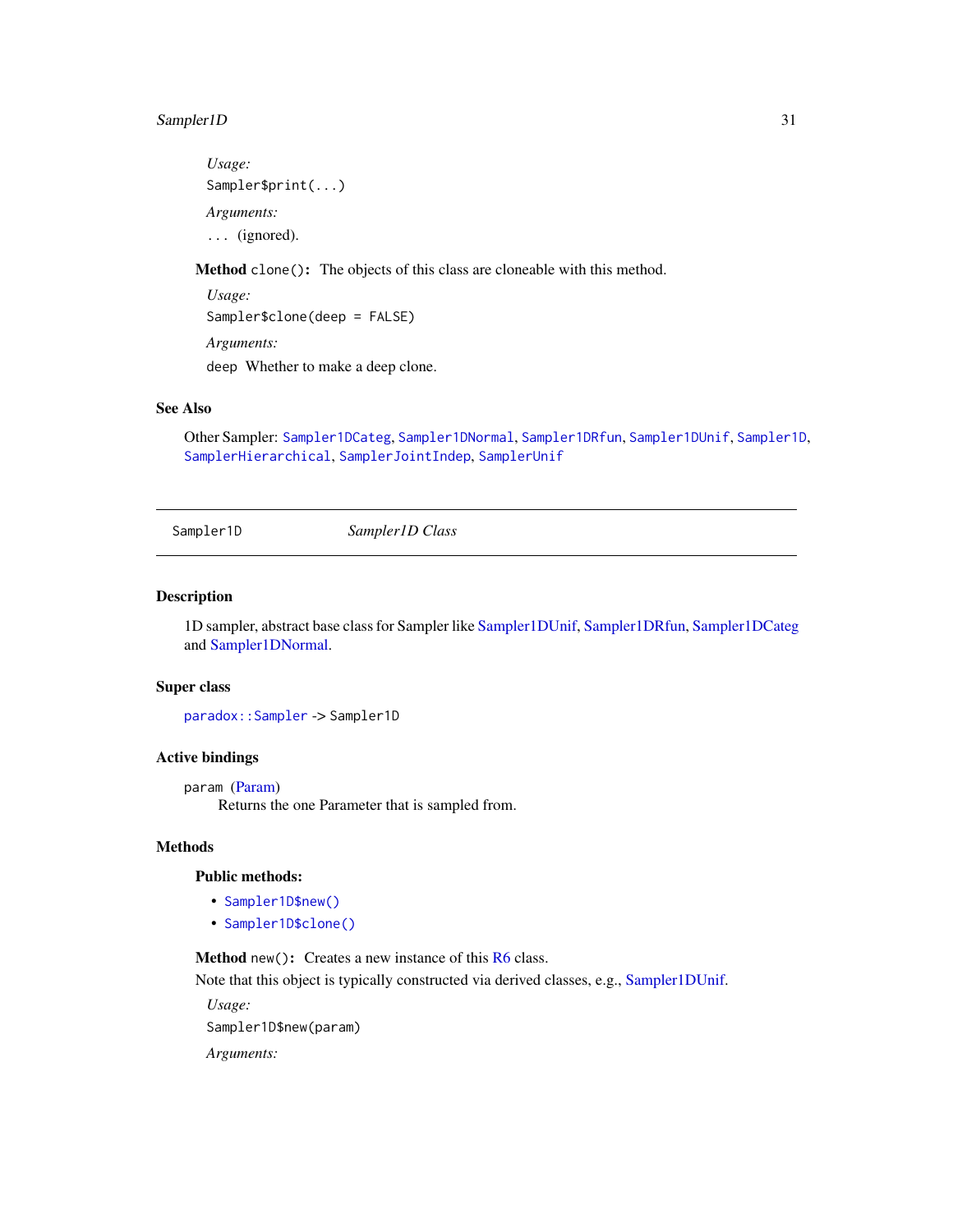*Usage:*

```
Sampler$print(...)
```

*Arguments:*

`...` (ignored).

**Method** `clone()`**:** The objects of this class are cloneable with this method.

*Usage:*

```
Sampler$clone(deep = FALSE)
```

*Arguments:*

`deep` Whether to make a deep clone.

## See Also

Other Sampler: `Sampler1DCateg`, `Sampler1DNormal`, `Sampler1DRfun`, `Sampler1DUnif`, `Sampler1D`, `SamplerHierarchical`, `SamplerJointIndep`, `SamplerUnif`

---

`Sampler1D` *Sampler1D Class*

---

## Description

1D sampler, abstract base class for Sampler like Sampler1DUnif, Sampler1DRfun, Sampler1DCateg and Sampler1DNormal.

## Super class

`paradox::Sampler` -> `Sampler1D`

## Active bindings

`param` (Param)
Returns the one Parameter that is sampled from.

## Methods

### Public methods:

- `Sampler1D$new()`
- `Sampler1D$clone()`

**Method** `new()`**:** Creates a new instance of this R6 class.

Note that this object is typically constructed via derived classes, e.g., Sampler1DUnif.

*Usage:*

```
Sampler1D$new(param)
```

*Arguments:*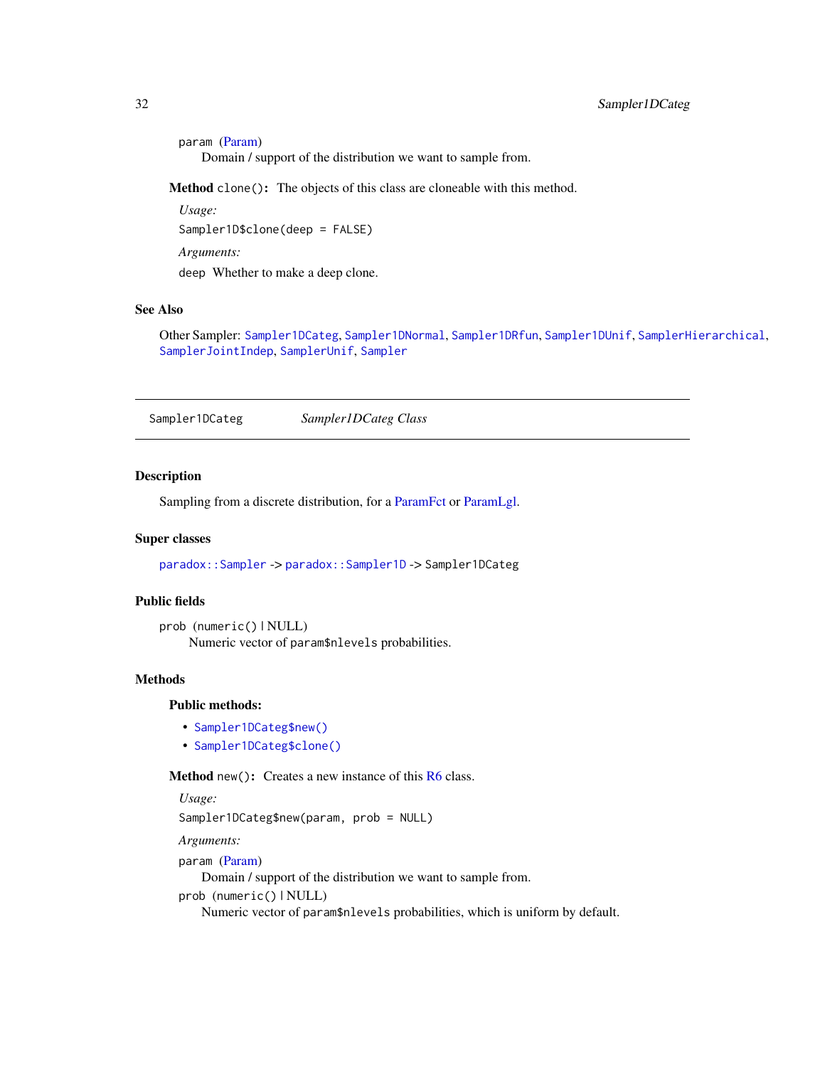param (Param)
    Domain / support of the distribution we want to sample from.

**Method** `clone()`: The objects of this class are cloneable with this method.

*Usage:*

```
Sampler1D$clone(deep = FALSE)
```

*Arguments:*

`deep` Whether to make a deep clone.

## See Also

Other Sampler: `Sampler1DCateg`, `Sampler1DNormal`, `Sampler1DRfun`, `Sampler1DUnif`, `SamplerHierarchical`, `SamplerJointIndep`, `SamplerUnif`, `Sampler`

---

# Sampler1DCateg *Sampler1DCateg Class*

---

## Description

Sampling from a discrete distribution, for a ParamFct or ParamLgl.

## Super classes

`paradox::Sampler` -> `paradox::Sampler1D` -> `Sampler1DCateg`

## Public fields

`prob` (numeric() | NULL)
    Numeric vector of `param$nlevels` probabilities.

## Methods

### Public methods:

- `Sampler1DCateg$new()`
- `Sampler1DCateg$clone()`

**Method** `new()`: Creates a new instance of this R6 class.

*Usage:*

```
Sampler1DCateg$new(param, prob = NULL)
```

*Arguments:*

`param` (Param)
    Domain / support of the distribution we want to sample from.

`prob` (numeric() | NULL)
    Numeric vector of `param$nlevels` probabilities, which is uniform by default.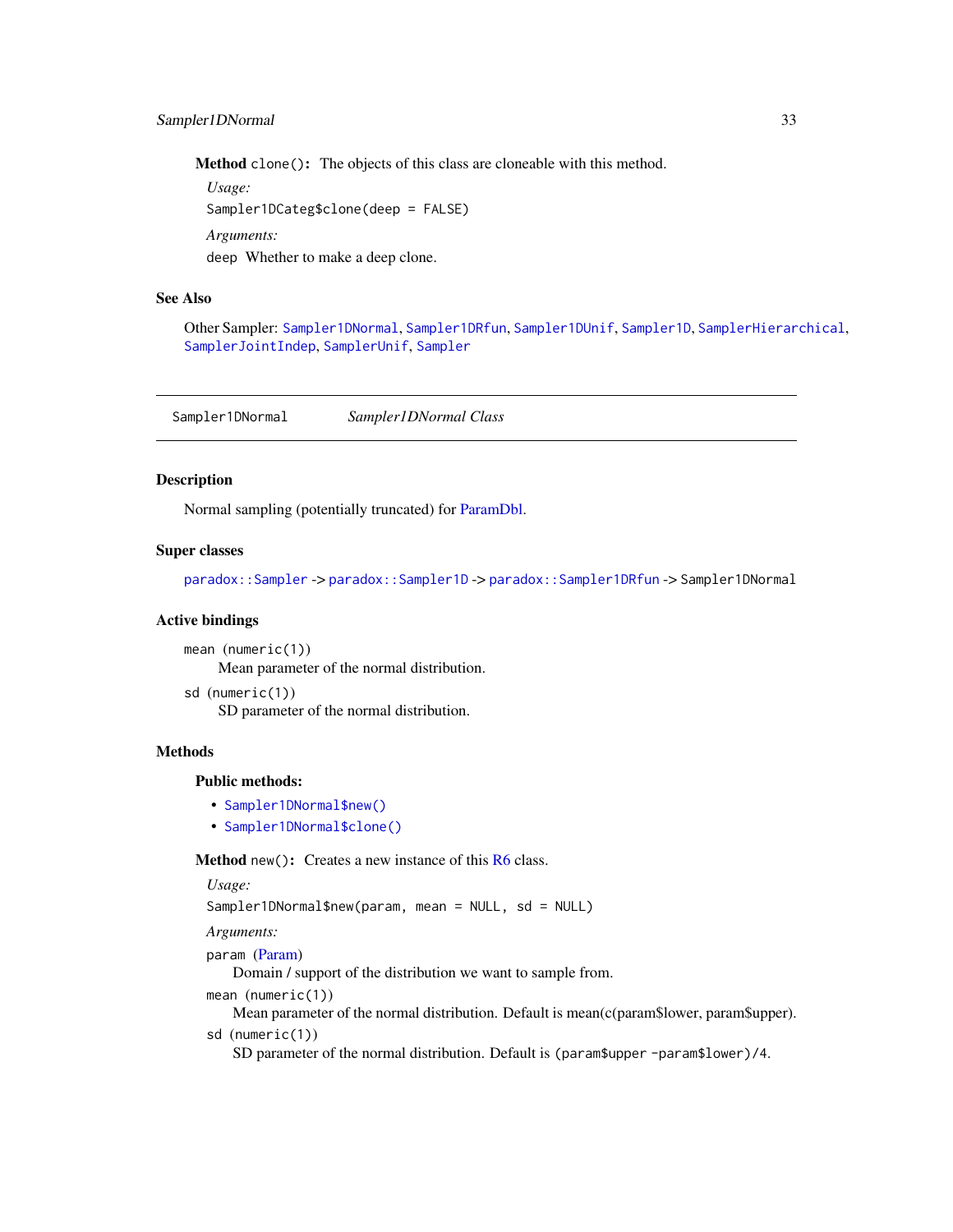**Method** `clone()`: The objects of this class are cloneable with this method.

*Usage:*

```
Sampler1DCateg$clone(deep = FALSE)
```

*Arguments:*

`deep` Whether to make a deep clone.

## See Also

Other Sampler: `Sampler1DNormal`, `Sampler1DRfun`, `Sampler1DUnif`, `Sampler1D`, `SamplerHierarchical`, `SamplerJointIndep`, `SamplerUnif`, `Sampler`

---

`Sampler1DNormal` *Sampler1DNormal Class*

---

## Description

Normal sampling (potentially truncated) for ParamDbl.

## Super classes

`paradox::Sampler` -> `paradox::Sampler1D` -> `paradox::Sampler1DRfun` -> `Sampler1DNormal`

## Active bindings

`mean` (`numeric(1)`)
: Mean parameter of the normal distribution.

`sd` (`numeric(1)`)
: SD parameter of the normal distribution.

## Methods

### Public methods:

- `Sampler1DNormal$new()`
- `Sampler1DNormal$clone()`

**Method** `new()`: Creates a new instance of this R6 class.

*Usage:*

```
Sampler1DNormal$new(param, mean = NULL, sd = NULL)
```

*Arguments:*

`param` (Param)
: Domain / support of the distribution we want to sample from.

`mean` (`numeric(1)`)
: Mean parameter of the normal distribution. Default is mean(c(param$lower, param$upper).

`sd` (`numeric(1)`)
: SD parameter of the normal distribution. Default is `(param$upper -param$lower)/4`.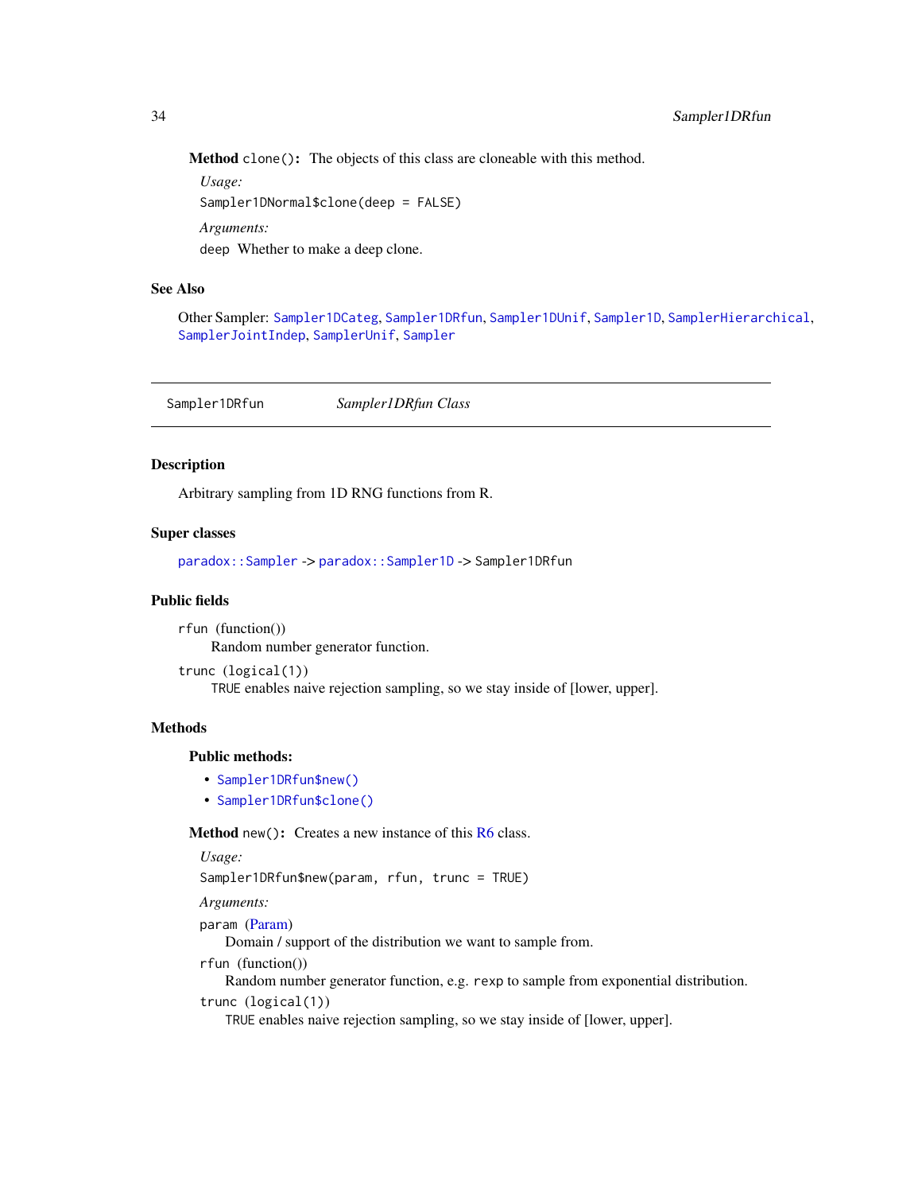**Method** `clone()`**:** The objects of this class are cloneable with this method.

*Usage:*

```
Sampler1DNormal$clone(deep = FALSE)
```

*Arguments:*

`deep` Whether to make a deep clone.

## See Also

Other Sampler: `Sampler1DCateg`, `Sampler1DRfun`, `Sampler1DUnif`, `Sampler1D`, `SamplerHierarchical`, `SamplerJointIndep`, `SamplerUnif`, `Sampler`

---

# `Sampler1DRfun` *Sampler1DRfun Class*

---

## Description

Arbitrary sampling from 1D RNG functions from R.

## Super classes

`paradox::Sampler` -> `paradox::Sampler1D` -> `Sampler1DRfun`

## Public fields

`rfun` (function())
: Random number generator function.

`trunc` (`logical(1)`)
: `TRUE` enables naive rejection sampling, so we stay inside of [lower, upper].

## Methods

### Public methods:

- `Sampler1DRfun$new()`
- `Sampler1DRfun$clone()`

**Method** `new()`**:** Creates a new instance of this R6 class.

*Usage:*

```
Sampler1DRfun$new(param, rfun, trunc = TRUE)
```

*Arguments:*

`param` (Param)
: Domain / support of the distribution we want to sample from.

`rfun` (function())
: Random number generator function, e.g. `rexp` to sample from exponential distribution.

`trunc` (`logical(1)`)
: `TRUE` enables naive rejection sampling, so we stay inside of [lower, upper].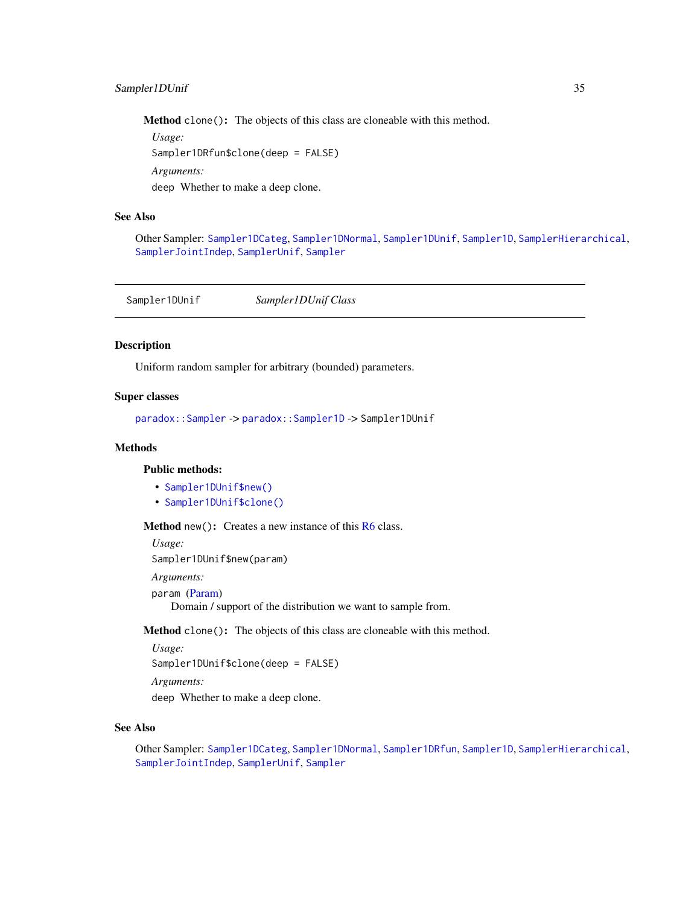**Method** `clone()`: The objects of this class are cloneable with this method.

*Usage:*

```
Sampler1DRfun$clone(deep = FALSE)
```

*Arguments:*

`deep` Whether to make a deep clone.

## See Also

Other Sampler: `Sampler1DCateg`, `Sampler1DNormal`, `Sampler1DUnif`, `Sampler1D`, `SamplerHierarchical`, `SamplerJointIndep`, `SamplerUnif`, `Sampler`

---

# Sampler1DUnif — *Sampler1DUnif Class*

## Description

Uniform random sampler for arbitrary (bounded) parameters.

## Super classes

`paradox::Sampler` -> `paradox::Sampler1D` -> `Sampler1DUnif`

## Methods

### Public methods:

- `Sampler1DUnif$new()`
- `Sampler1DUnif$clone()`

**Method** `new()`: Creates a new instance of this R6 class.

*Usage:*

```
Sampler1DUnif$new(param)
```

*Arguments:*

`param` (Param)
  Domain / support of the distribution we want to sample from.

**Method** `clone()`: The objects of this class are cloneable with this method.

*Usage:*

```
Sampler1DUnif$clone(deep = FALSE)
```

*Arguments:*

`deep` Whether to make a deep clone.

## See Also

Other Sampler: `Sampler1DCateg`, `Sampler1DNormal`, `Sampler1DRfun`, `Sampler1D`, `SamplerHierarchical`, `SamplerJointIndep`, `SamplerUnif`, `Sampler`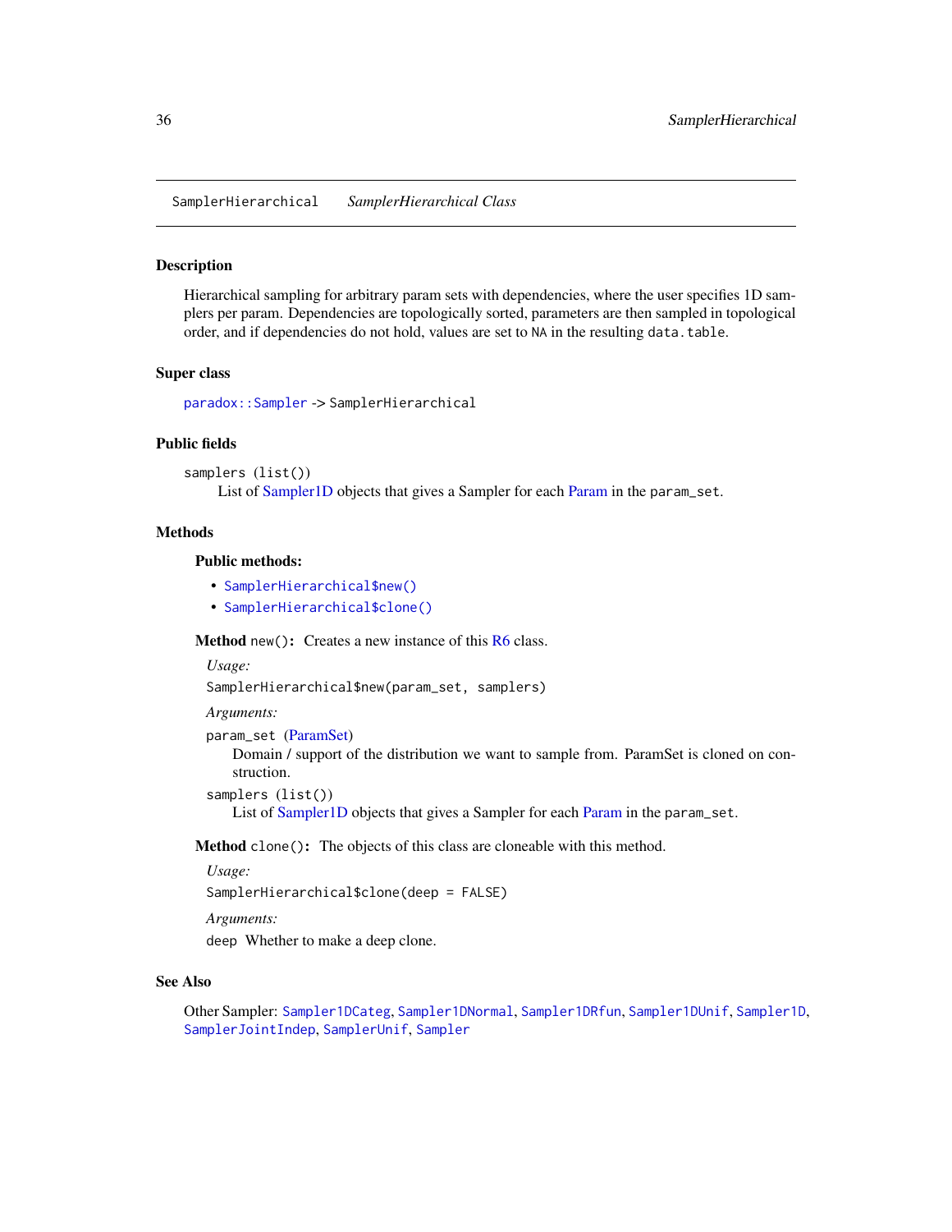## SamplerHierarchical — *SamplerHierarchical Class*

### Description

Hierarchical sampling for arbitrary param sets with dependencies, where the user specifies 1D samplers per param. Dependencies are topologically sorted, parameters are then sampled in topological order, and if dependencies do not hold, values are set to `NA` in the resulting `data.table`.

### Super class

`paradox::Sampler` -> `SamplerHierarchical`

### Public fields

`samplers` (`list()`)
  List of Sampler1D objects that gives a Sampler for each Param in the `param_set`.

### Methods

#### Public methods:

- `SamplerHierarchical$new()`
- `SamplerHierarchical$clone()`

**Method** `new()`**:** Creates a new instance of this R6 class.

*Usage:*

```
SamplerHierarchical$new(param_set, samplers)
```

*Arguments:*

`param_set` (ParamSet)
  Domain / support of the distribution we want to sample from. ParamSet is cloned on construction.

`samplers` (`list()`)
  List of Sampler1D objects that gives a Sampler for each Param in the `param_set`.

**Method** `clone()`**:** The objects of this class are cloneable with this method.

*Usage:*

```
SamplerHierarchical$clone(deep = FALSE)
```

*Arguments:*

`deep` Whether to make a deep clone.

### See Also

Other Sampler: `Sampler1DCateg`, `Sampler1DNormal`, `Sampler1DRfun`, `Sampler1DUnif`, `Sampler1D`, `SamplerJointIndep`, `SamplerUnif`, `Sampler`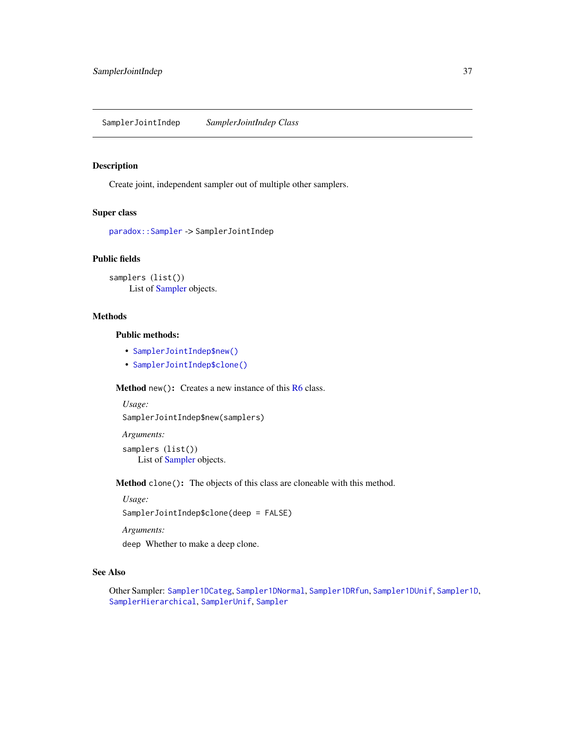SamplerJointIndep — *SamplerJointIndep Class*

## Description

Create joint, independent sampler out of multiple other samplers.

## Super class

`paradox::Sampler` -> `SamplerJointIndep`

## Public fields

`samplers (list())`
List of Sampler objects.

## Methods

### Public methods:

- `SamplerJointIndep$new()`
- `SamplerJointIndep$clone()`

**Method** `new()`**:** Creates a new instance of this R6 class.

*Usage:*

```
SamplerJointIndep$new(samplers)
```

*Arguments:*

`samplers (list())`
List of Sampler objects.

**Method** `clone()`**:** The objects of this class are cloneable with this method.

*Usage:*

```
SamplerJointIndep$clone(deep = FALSE)
```

*Arguments:*

`deep` Whether to make a deep clone.

## See Also

Other Sampler: `Sampler1DCateg`, `Sampler1DNormal`, `Sampler1DRfun`, `Sampler1DUnif`, `Sampler1D`, `SamplerHierarchical`, `SamplerUnif`, `Sampler`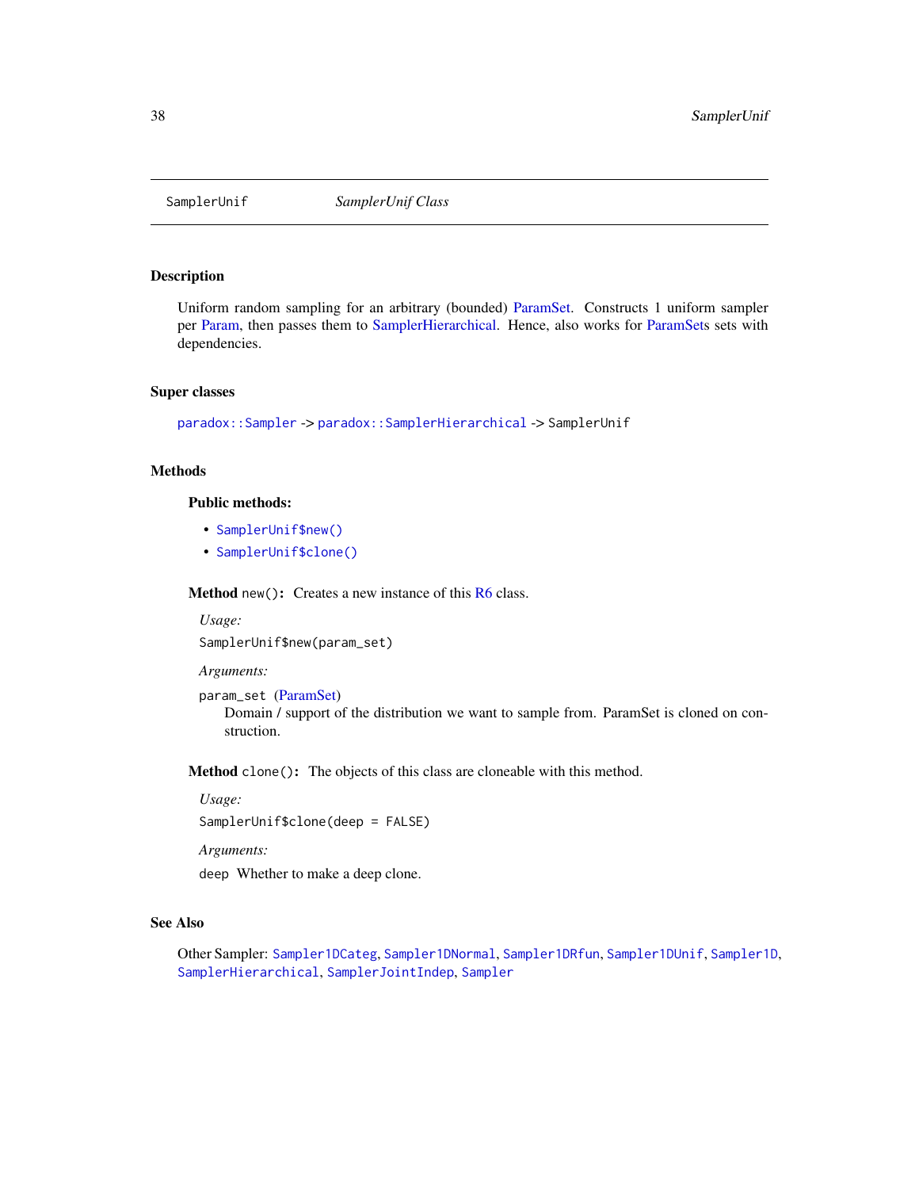# SamplerUnif — *SamplerUnif Class*

## Description

Uniform random sampling for an arbitrary (bounded) ParamSet. Constructs 1 uniform sampler per Param, then passes them to SamplerHierarchical. Hence, also works for ParamSets sets with dependencies.

## Super classes

`paradox::Sampler` -> `paradox::SamplerHierarchical` -> `SamplerUnif`

## Methods

### Public methods:

- `SamplerUnif$new()`
- `SamplerUnif$clone()`

**Method** `new()`**:** Creates a new instance of this R6 class.

*Usage:*

```
SamplerUnif$new(param_set)
```

*Arguments:*

`param_set` (ParamSet)
Domain / support of the distribution we want to sample from. ParamSet is cloned on construction.

**Method** `clone()`**:** The objects of this class are cloneable with this method.

*Usage:*

```
SamplerUnif$clone(deep = FALSE)
```

*Arguments:*

`deep` Whether to make a deep clone.

## See Also

Other Sampler: `Sampler1DCateg`, `Sampler1DNormal`, `Sampler1DRfun`, `Sampler1DUnif`, `Sampler1D`, `SamplerHierarchical`, `SamplerJointIndep`, `Sampler`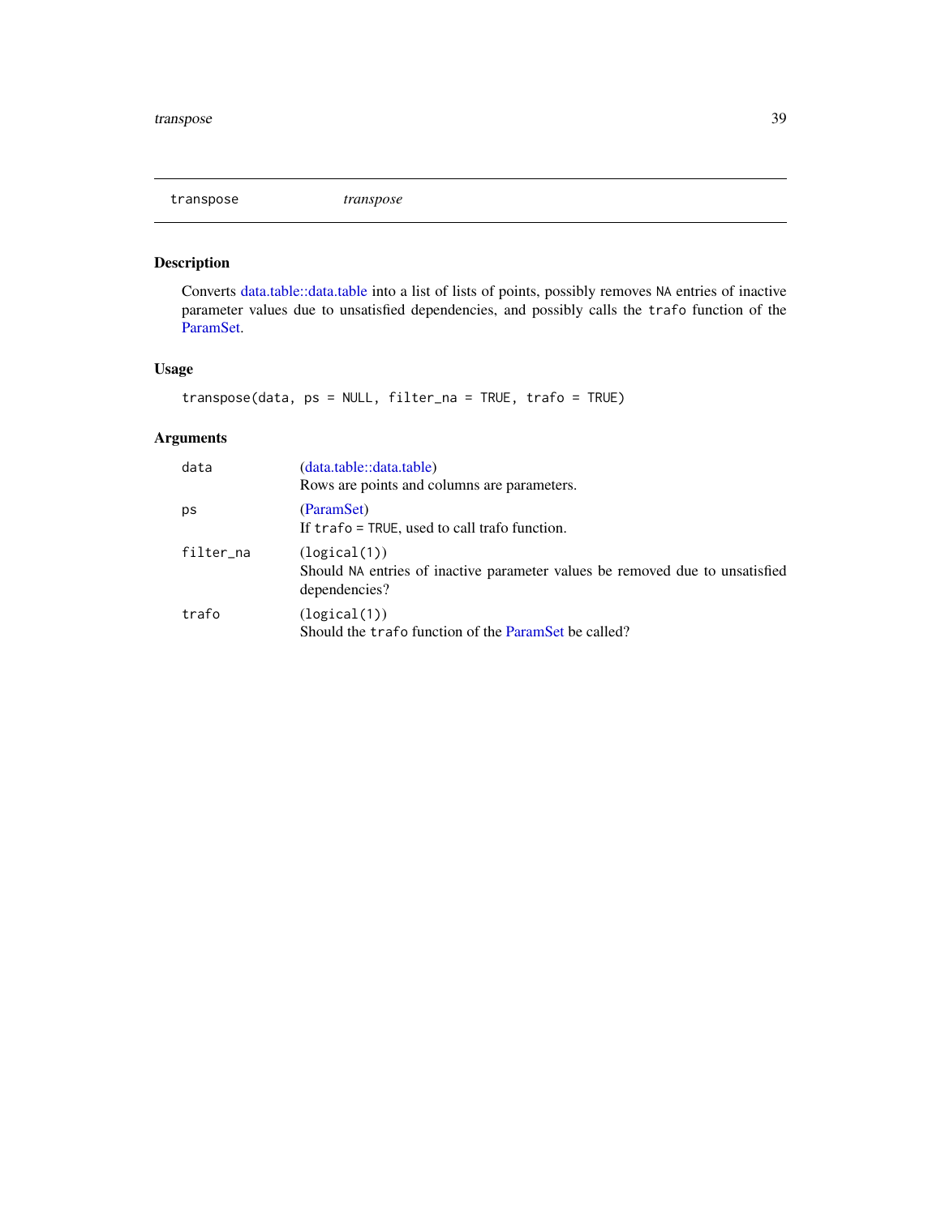## transpose — *transpose*

### Description

Converts data.table::data.table into a list of lists of points, possibly removes `NA` entries of inactive parameter values due to unsatisfied dependencies, and possibly calls the `trafo` function of the ParamSet.

### Usage

```
transpose(data, ps = NULL, filter_na = TRUE, trafo = TRUE)
```

### Arguments

| | |
|---|---|
| `data` | (data.table::data.table)<br>Rows are points and columns are parameters. |
| `ps` | (ParamSet)<br>If `trafo = TRUE`, used to call trafo function. |
| `filter_na` | (`logical(1)`)<br>Should `NA` entries of inactive parameter values be removed due to unsatisfied dependencies? |
| `trafo` | (`logical(1)`)<br>Should the `trafo` function of the ParamSet be called? |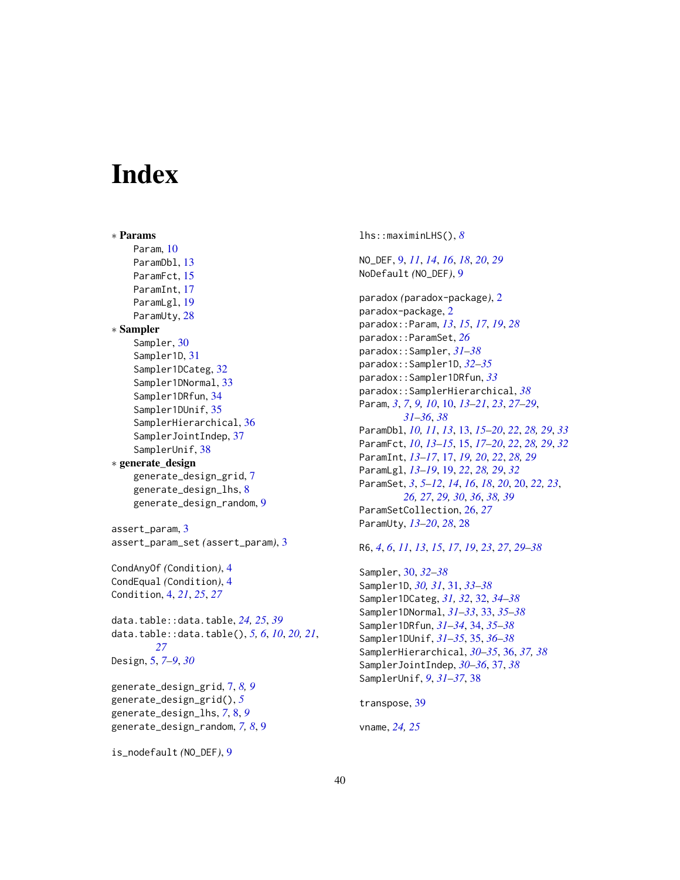# Index

∗ **Params**

Param, 10
ParamDbl, 13
ParamFct, 15
ParamInt, 17
ParamLgl, 19
ParamUty, 28

∗ **Sampler**

Sampler, 30
Sampler1D, 31
Sampler1DCateg, 32
Sampler1DNormal, 33
Sampler1DRfun, 34
Sampler1DUnif, 35
SamplerHierarchical, 36
SamplerJointIndep, 37
SamplerUnif, 38

∗ **generate_design**

generate_design_grid, 7
generate_design_lhs, 8
generate_design_random, 9

assert_param, 3
assert_param_set *(assert_param)*, 3

CondAnyOf *(Condition)*, 4
CondEqual *(Condition)*, 4
Condition, 4, *21*, *25*, *27*

data.table::data.table, *24, 25*, *39*
data.table::data.table(), *5, 6*, *10*, *20, 21*, *27*
Design, 5, *7–9*, *30*

generate_design_grid, 7, *8, 9*
generate_design_grid(), *5*
generate_design_lhs, *7*, 8, *9*
generate_design_random, *7, 8*, 9

is_nodefault *(NO_DEF)*, 9

lhs::maximinLHS(), *8*

NO_DEF, 9, *11*, *14*, *16*, *18*, *20*, *29*
NoDefault *(NO_DEF)*, 9

paradox *(paradox-package)*, 2
paradox-package, 2
paradox::Param, *13*, *15*, *17*, *19*, *28*
paradox::ParamSet, *26*
paradox::Sampler, *31–38*
paradox::Sampler1D, *32–35*
paradox::Sampler1DRfun, *33*
paradox::SamplerHierarchical, *38*
Param, *3*, *7*, *9, 10*, 10, *13–21*, *23*, *27–29*, *31–36*, *38*
ParamDbl, *10, 11*, *13*, 13, *15–20*, *22*, *28, 29*, *33*
ParamFct, *10*, *13–15*, 15, *17–20*, *22*, *28, 29*, *32*
ParamInt, *13–17*, 17, *19, 20*, *22*, *28, 29*
ParamLgl, *13–19*, 19, *22*, *28, 29*, *32*
ParamSet, *3*, *5–12*, *14*, *16*, *18*, *20*, 20, *22, 23*, *26, 27*, *29, 30*, *36*, *38, 39*
ParamSetCollection, 26, *27*
ParamUty, *13–20*, *28*, 28

R6, *4*, *6*, *11*, *13*, *15*, *17*, *19*, *23*, *27*, *29–38*

Sampler, 30, *32–38*
Sampler1D, *30, 31*, 31, *33–38*
Sampler1DCateg, *31, 32*, 32, *34–38*
Sampler1DNormal, *31–33*, 33, *35–38*
Sampler1DRfun, *31–34*, 34, *35–38*
Sampler1DUnif, *31–35*, 35, *36–38*
SamplerHierarchical, *30–35*, 36, *37, 38*
SamplerJointIndep, *30–36*, 37, *38*
SamplerUnif, *9*, *31–37*, 38

transpose, 39

vname, *24, 25*